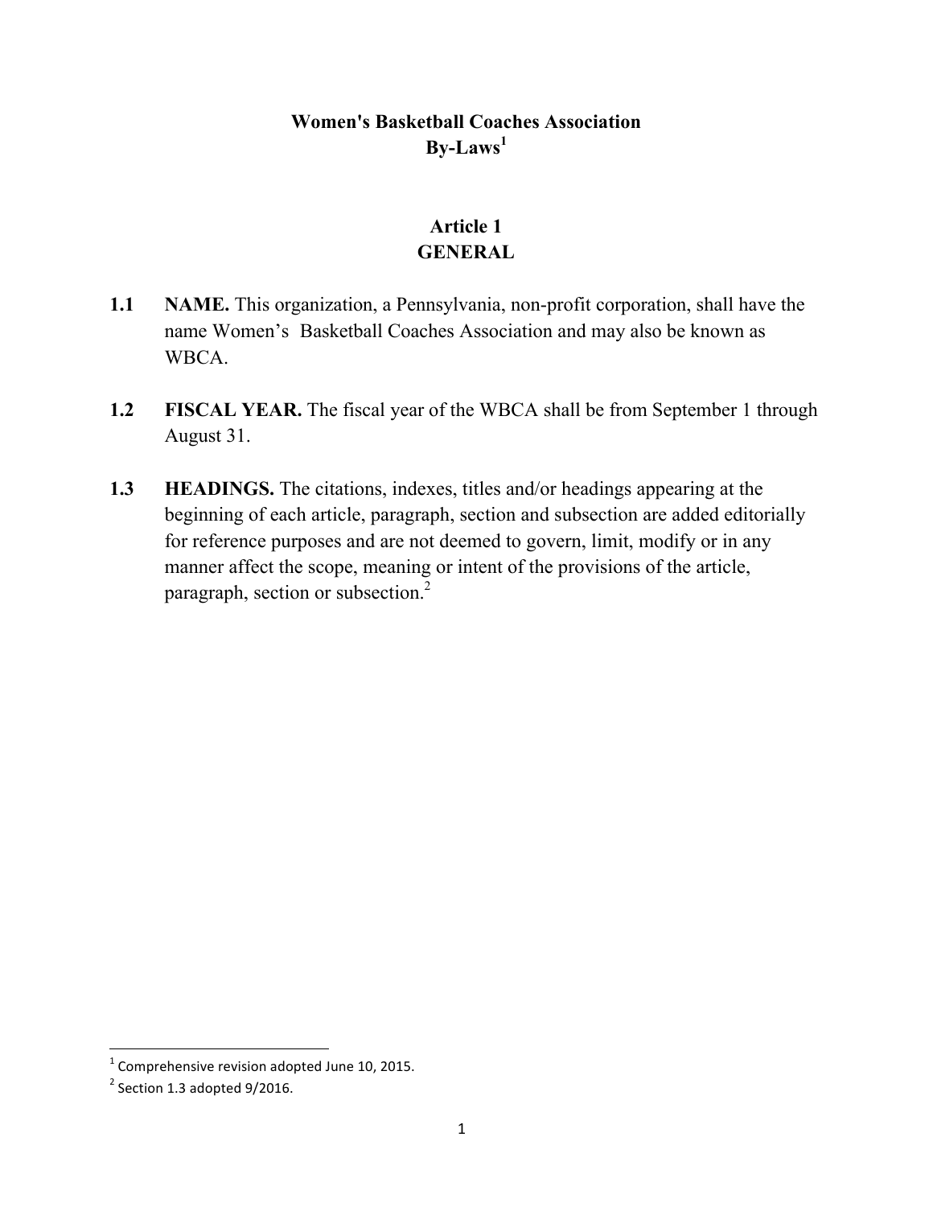# Women's Basketball Coaches Association
# By-Laws[1]

## Article 1
## GENERAL

**1.1 NAME.** This organization, a Pennsylvania, non-profit corporation, shall have the name Women's Basketball Coaches Association and may also be known as WBCA.

**1.2 FISCAL YEAR.** The fiscal year of the WBCA shall be from September 1 through August 31.

**1.3 HEADINGS.** The citations, indexes, titles and/or headings appearing at the beginning of each article, paragraph, section and subsection are added editorially for reference purposes and are not deemed to govern, limit, modify or in any manner affect the scope, meaning or intent of the provisions of the article, paragraph, section or subsection.[2]

---

[1] Comprehensive revision adopted June 10, 2015.

[2] Section 1.3 adopted 9/2016.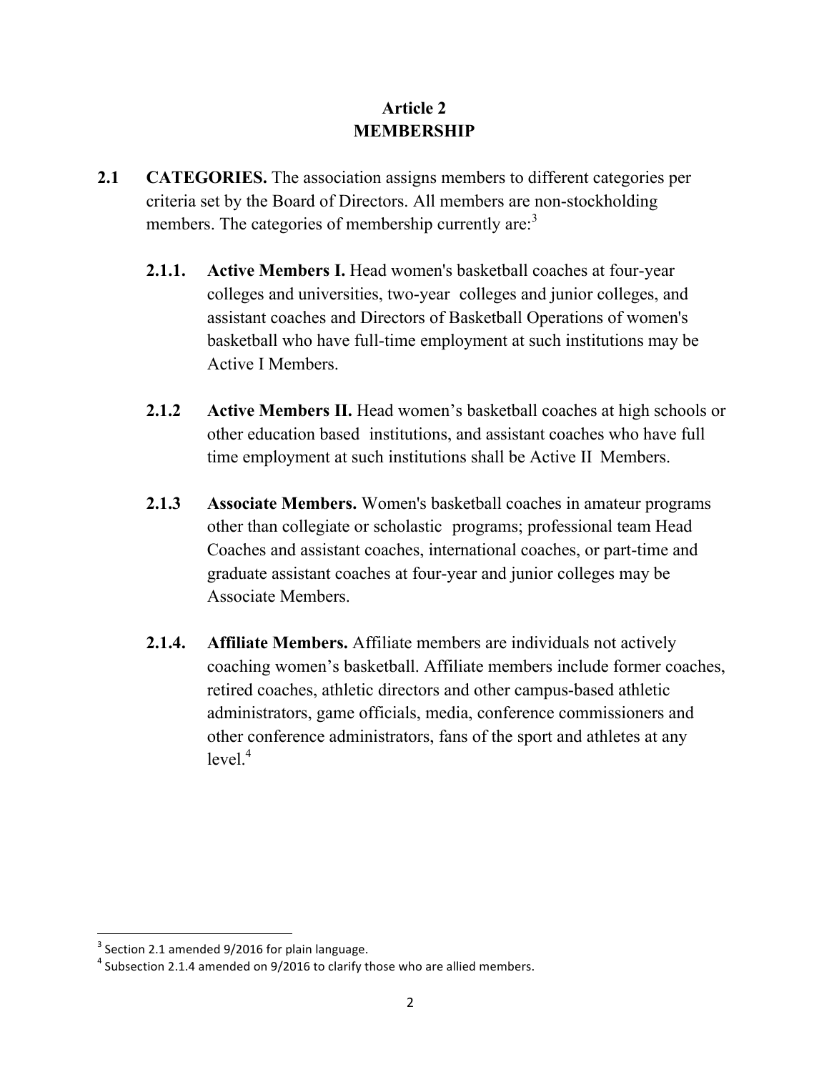# Article 2
# MEMBERSHIP

**2.1 CATEGORIES.** The association assigns members to different categories per criteria set by the Board of Directors. All members are non-stockholding members. The categories of membership currently are:[3]

**2.1.1. Active Members I.** Head women's basketball coaches at four-year colleges and universities, two-year colleges and junior colleges, and assistant coaches and Directors of Basketball Operations of women's basketball who have full-time employment at such institutions may be Active I Members.

**2.1.2 Active Members II.** Head women's basketball coaches at high schools or other education based institutions, and assistant coaches who have full time employment at such institutions shall be Active II Members.

**2.1.3 Associate Members.** Women's basketball coaches in amateur programs other than collegiate or scholastic programs; professional team Head Coaches and assistant coaches, international coaches, or part-time and graduate assistant coaches at four-year and junior colleges may be Associate Members.

**2.1.4. Affiliate Members.** Affiliate members are individuals not actively coaching women's basketball. Affiliate members include former coaches, retired coaches, athletic directors and other campus-based athletic administrators, game officials, media, conference commissioners and other conference administrators, fans of the sport and athletes at any level.[4]

---

[3] Section 2.1 amended 9/2016 for plain language.

[4] Subsection 2.1.4 amended on 9/2016 to clarify those who are allied members.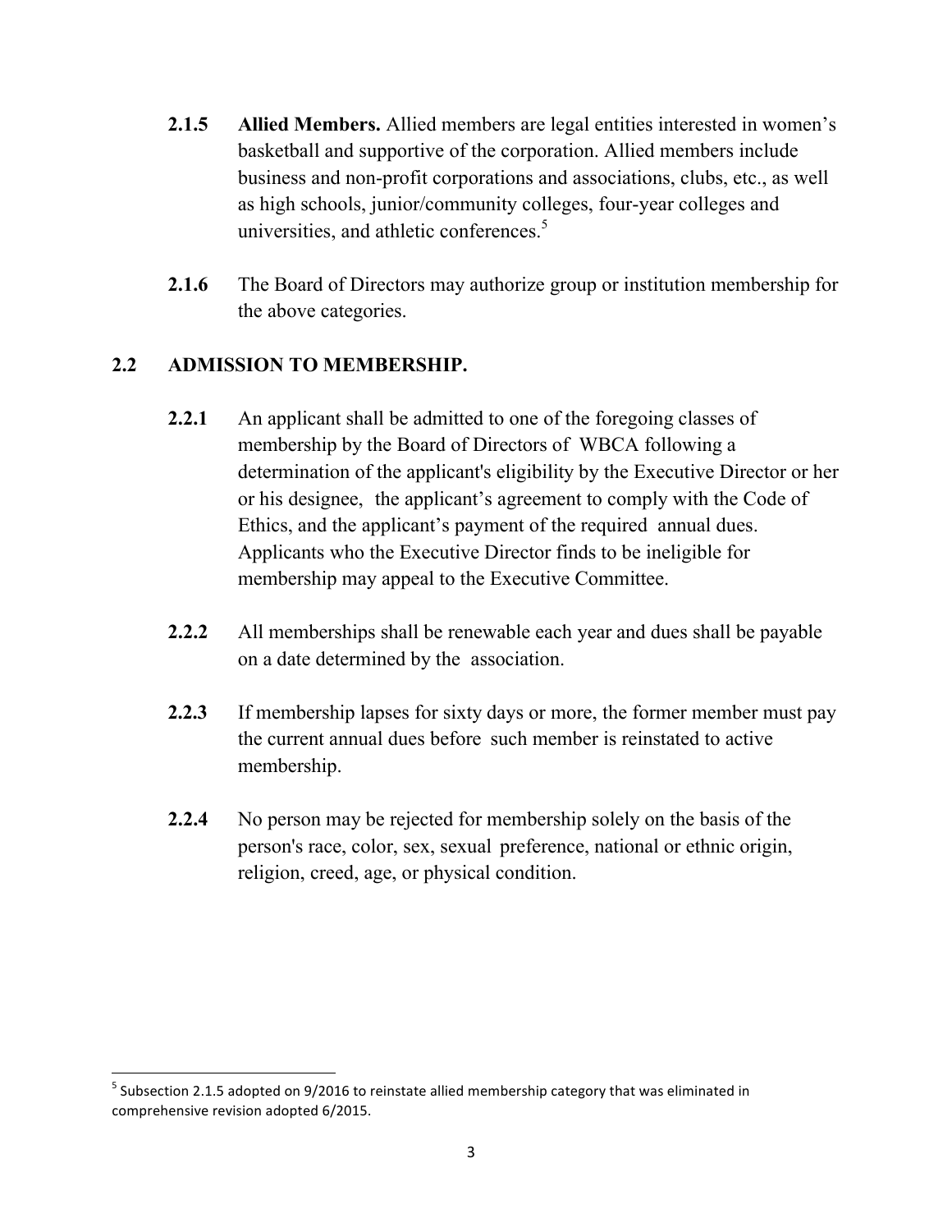**2.1.5** **Allied Members.** Allied members are legal entities interested in women's basketball and supportive of the corporation. Allied members include business and non-profit corporations and associations, clubs, etc., as well as high schools, junior/community colleges, four-year colleges and universities, and athletic conferences.[5]

**2.1.6** The Board of Directors may authorize group or institution membership for the above categories.

## 2.2 ADMISSION TO MEMBERSHIP.

**2.2.1** An applicant shall be admitted to one of the foregoing classes of membership by the Board of Directors of WBCA following a determination of the applicant's eligibility by the Executive Director or her or his designee, the applicant's agreement to comply with the Code of Ethics, and the applicant's payment of the required annual dues. Applicants who the Executive Director finds to be ineligible for membership may appeal to the Executive Committee.

**2.2.2** All memberships shall be renewable each year and dues shall be payable on a date determined by the association.

**2.2.3** If membership lapses for sixty days or more, the former member must pay the current annual dues before such member is reinstated to active membership.

**2.2.4** No person may be rejected for membership solely on the basis of the person's race, color, sex, sexual preference, national or ethnic origin, religion, creed, age, or physical condition.

---

[5] Subsection 2.1.5 adopted on 9/2016 to reinstate allied membership category that was eliminated in comprehensive revision adopted 6/2015.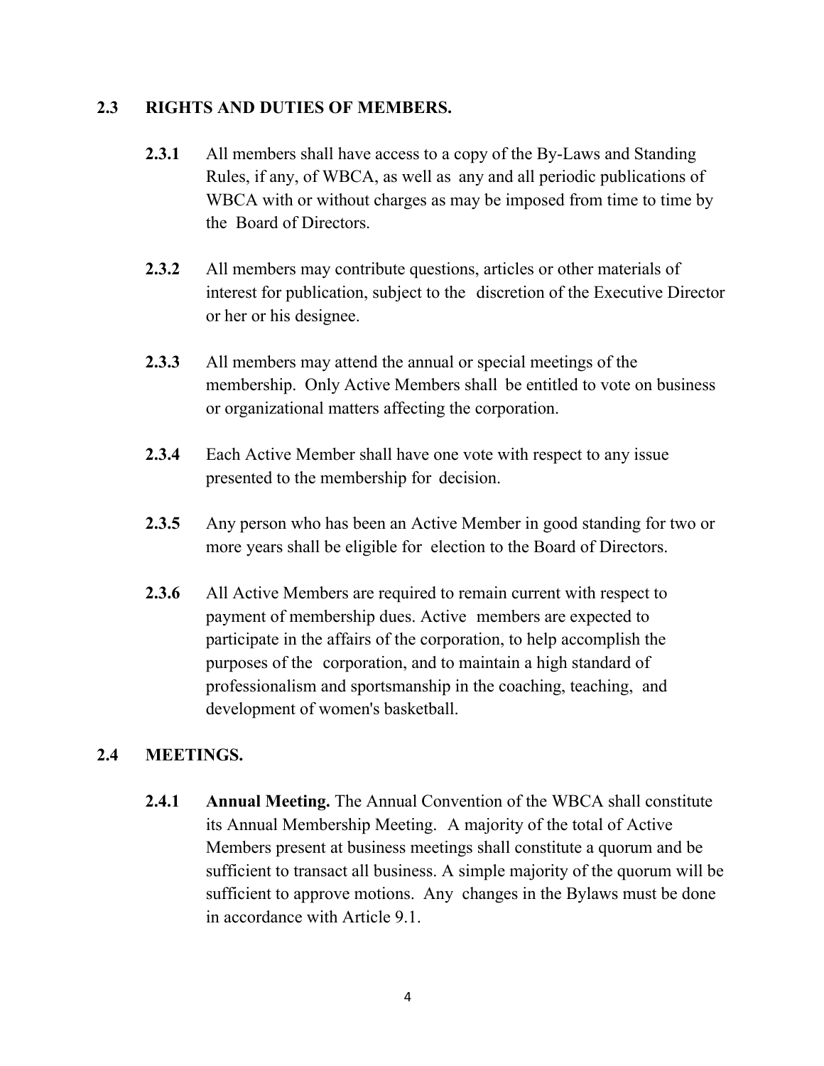## 2.3 RIGHTS AND DUTIES OF MEMBERS.

**2.3.1** All members shall have access to a copy of the By-Laws and Standing Rules, if any, of WBCA, as well as any and all periodic publications of WBCA with or without charges as may be imposed from time to time by the Board of Directors.

**2.3.2** All members may contribute questions, articles or other materials of interest for publication, subject to the discretion of the Executive Director or her or his designee.

**2.3.3** All members may attend the annual or special meetings of the membership. Only Active Members shall be entitled to vote on business or organizational matters affecting the corporation.

**2.3.4** Each Active Member shall have one vote with respect to any issue presented to the membership for decision.

**2.3.5** Any person who has been an Active Member in good standing for two or more years shall be eligible for election to the Board of Directors.

**2.3.6** All Active Members are required to remain current with respect to payment of membership dues. Active members are expected to participate in the affairs of the corporation, to help accomplish the purposes of the corporation, and to maintain a high standard of professionalism and sportsmanship in the coaching, teaching, and development of women's basketball.

## 2.4 MEETINGS.

**2.4.1** **Annual Meeting.** The Annual Convention of the WBCA shall constitute its Annual Membership Meeting. A majority of the total of Active Members present at business meetings shall constitute a quorum and be sufficient to transact all business. A simple majority of the quorum will be sufficient to approve motions. Any changes in the Bylaws must be done in accordance with Article 9.1.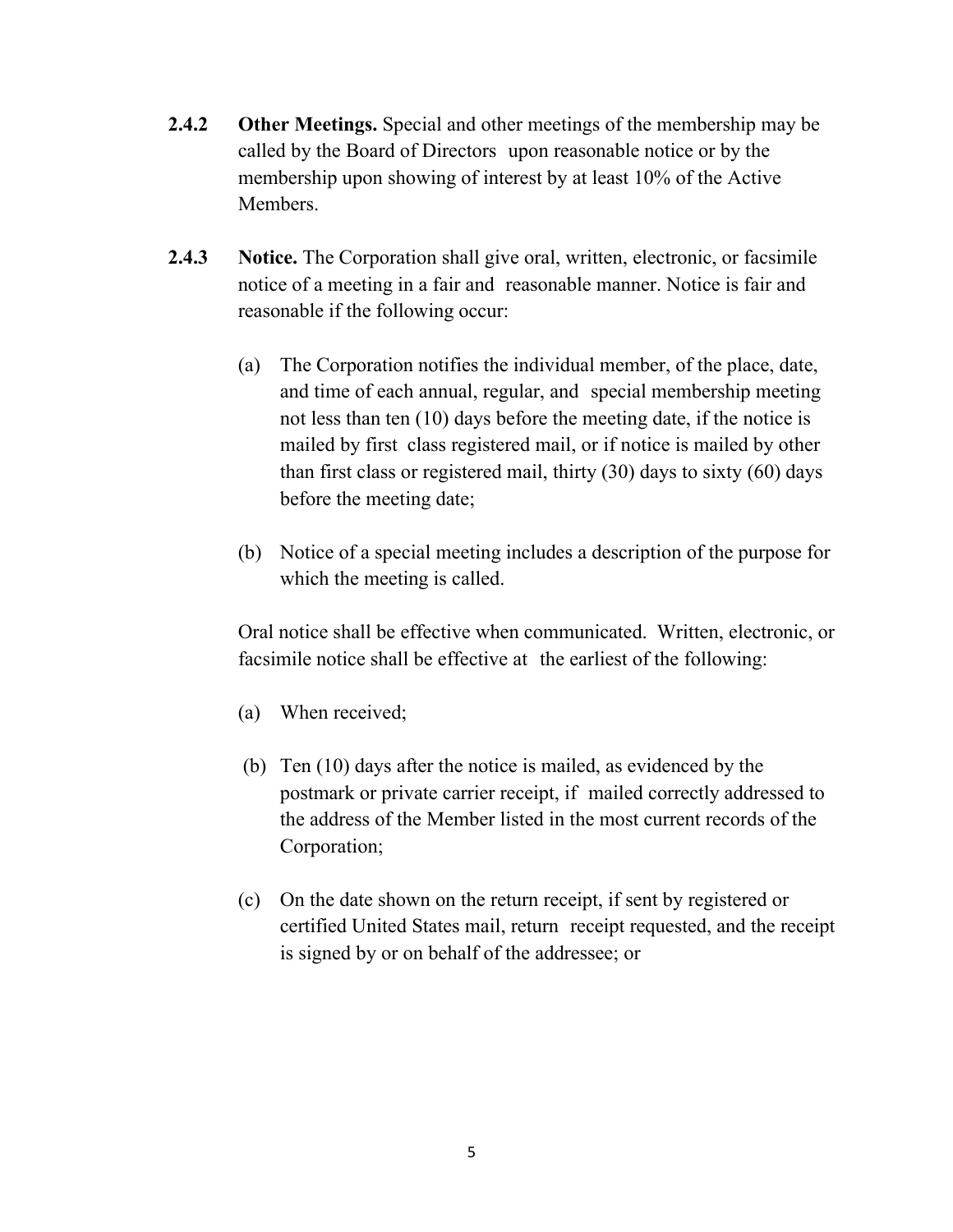**2.4.2 Other Meetings.** Special and other meetings of the membership may be called by the Board of Directors upon reasonable notice or by the membership upon showing of interest by at least 10% of the Active Members.

**2.4.3 Notice.** The Corporation shall give oral, written, electronic, or facsimile notice of a meeting in a fair and reasonable manner. Notice is fair and reasonable if the following occur:

(a) The Corporation notifies the individual member, of the place, date, and time of each annual, regular, and special membership meeting not less than ten (10) days before the meeting date, if the notice is mailed by first class registered mail, or if notice is mailed by other than first class or registered mail, thirty (30) days to sixty (60) days before the meeting date;

(b) Notice of a special meeting includes a description of the purpose for which the meeting is called.

Oral notice shall be effective when communicated. Written, electronic, or facsimile notice shall be effective at the earliest of the following:

(a) When received;

(b) Ten (10) days after the notice is mailed, as evidenced by the postmark or private carrier receipt, if mailed correctly addressed to the address of the Member listed in the most current records of the Corporation;

(c) On the date shown on the return receipt, if sent by registered or certified United States mail, return receipt requested, and the receipt is signed by or on behalf of the addressee; or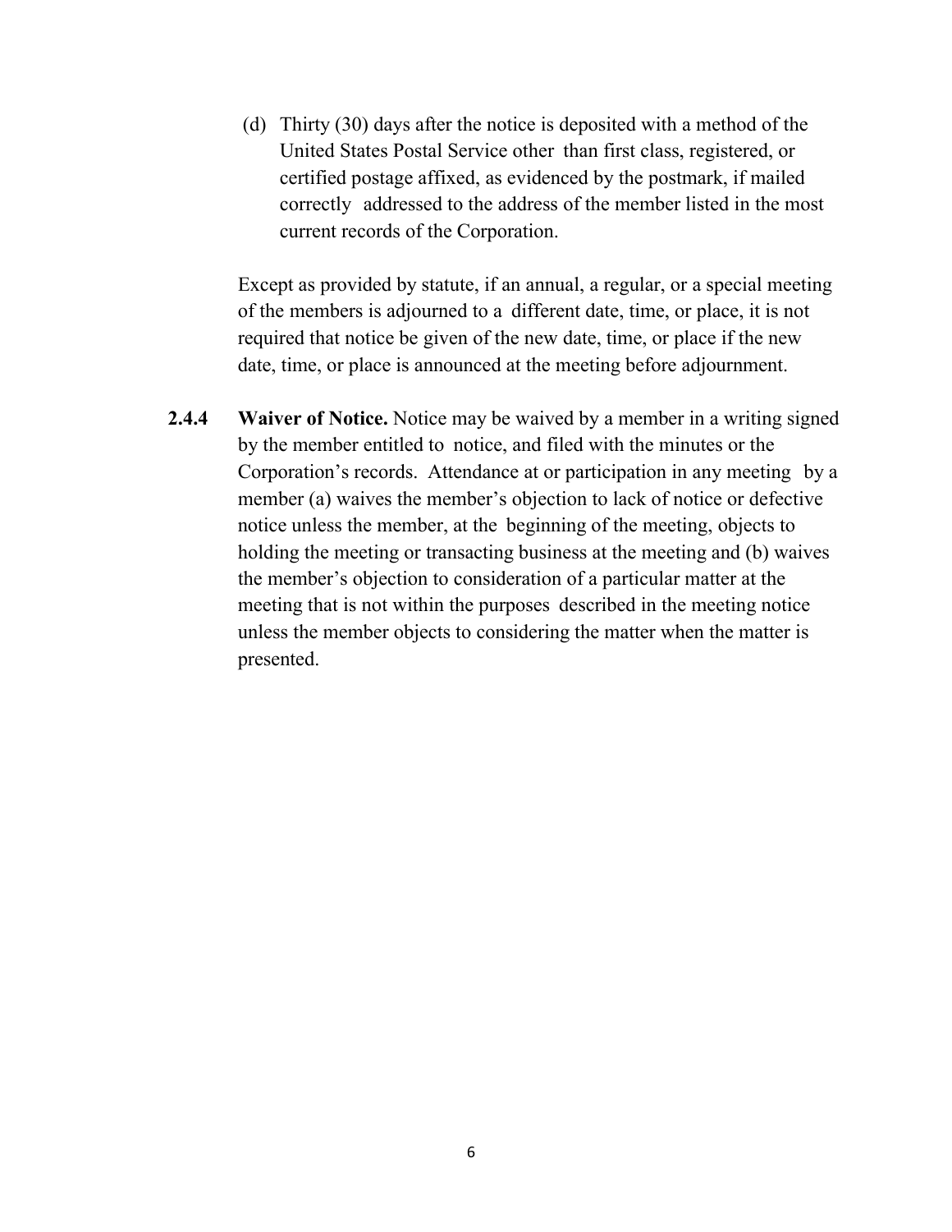(d) Thirty (30) days after the notice is deposited with a method of the United States Postal Service other than first class, registered, or certified postage affixed, as evidenced by the postmark, if mailed correctly addressed to the address of the member listed in the most current records of the Corporation.

Except as provided by statute, if an annual, a regular, or a special meeting of the members is adjourned to a different date, time, or place, it is not required that notice be given of the new date, time, or place if the new date, time, or place is announced at the meeting before adjournment.

**2.4.4 Waiver of Notice.** Notice may be waived by a member in a writing signed by the member entitled to notice, and filed with the minutes or the Corporation's records. Attendance at or participation in any meeting by a member (a) waives the member's objection to lack of notice or defective notice unless the member, at the beginning of the meeting, objects to holding the meeting or transacting business at the meeting and (b) waives the member's objection to consideration of a particular matter at the meeting that is not within the purposes described in the meeting notice unless the member objects to considering the matter when the matter is presented.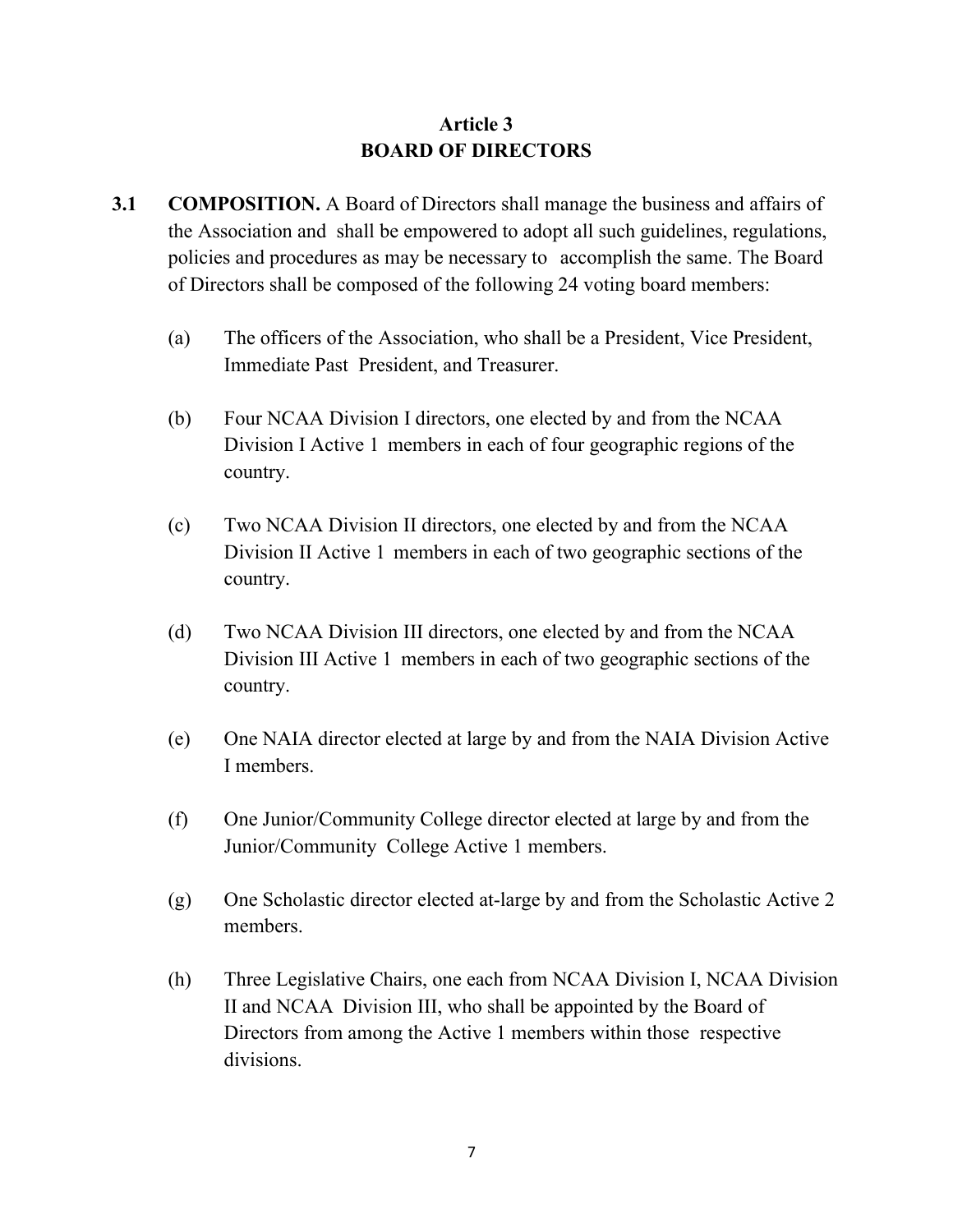# Article 3
# BOARD OF DIRECTORS

**3.1 COMPOSITION.** A Board of Directors shall manage the business and affairs of the Association and shall be empowered to adopt all such guidelines, regulations, policies and procedures as may be necessary to accomplish the same. The Board of Directors shall be composed of the following 24 voting board members:

(a) The officers of the Association, who shall be a President, Vice President, Immediate Past President, and Treasurer.

(b) Four NCAA Division I directors, one elected by and from the NCAA Division I Active 1 members in each of four geographic regions of the country.

(c) Two NCAA Division II directors, one elected by and from the NCAA Division II Active 1 members in each of two geographic sections of the country.

(d) Two NCAA Division III directors, one elected by and from the NCAA Division III Active 1 members in each of two geographic sections of the country.

(e) One NAIA director elected at large by and from the NAIA Division Active I members.

(f) One Junior/Community College director elected at large by and from the Junior/Community College Active 1 members.

(g) One Scholastic director elected at-large by and from the Scholastic Active 2 members.

(h) Three Legislative Chairs, one each from NCAA Division I, NCAA Division II and NCAA Division III, who shall be appointed by the Board of Directors from among the Active 1 members within those respective divisions.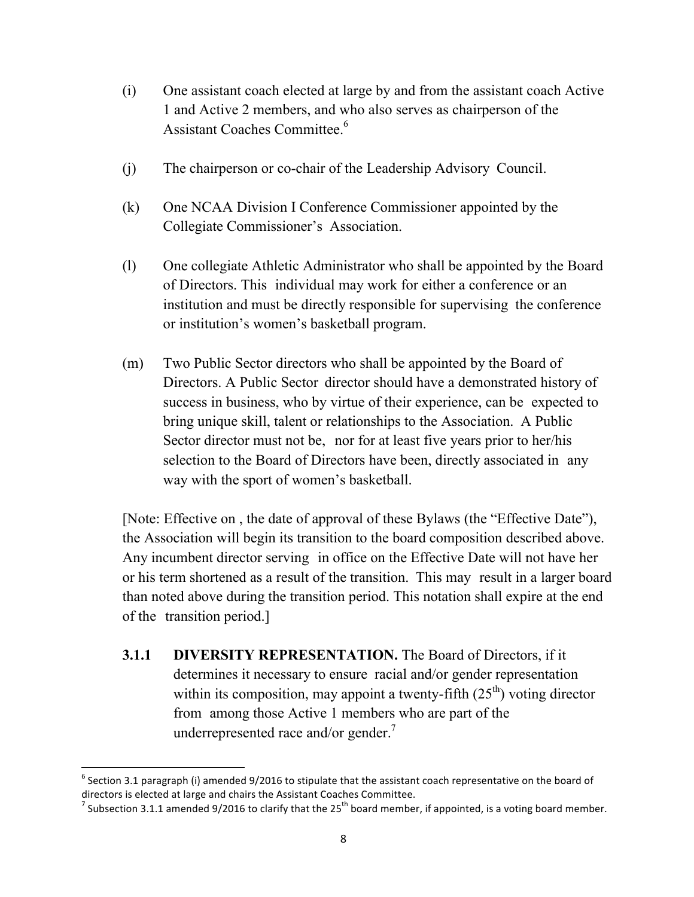(i) One assistant coach elected at large by and from the assistant coach Active 1 and Active 2 members, and who also serves as chairperson of the Assistant Coaches Committee.[6]

(j) The chairperson or co-chair of the Leadership Advisory Council.

(k) One NCAA Division I Conference Commissioner appointed by the Collegiate Commissioner's Association.

(l) One collegiate Athletic Administrator who shall be appointed by the Board of Directors. This individual may work for either a conference or an institution and must be directly responsible for supervising the conference or institution's women's basketball program.

(m) Two Public Sector directors who shall be appointed by the Board of Directors. A Public Sector director should have a demonstrated history of success in business, who by virtue of their experience, can be expected to bring unique skill, talent or relationships to the Association. A Public Sector director must not be, nor for at least five years prior to her/his selection to the Board of Directors have been, directly associated in any way with the sport of women's basketball.

[Note: Effective on , the date of approval of these Bylaws (the "Effective Date"), the Association will begin its transition to the board composition described above. Any incumbent director serving in office on the Effective Date will not have her or his term shortened as a result of the transition. This may result in a larger board than noted above during the transition period. This notation shall expire at the end of the transition period.]

**3.1.1 DIVERSITY REPRESENTATION.** The Board of Directors, if it determines it necessary to ensure racial and/or gender representation within its composition, may appoint a twenty-fifth (25th) voting director from among those Active 1 members who are part of the underrepresented race and/or gender.[7]

---

[6] Section 3.1 paragraph (i) amended 9/2016 to stipulate that the assistant coach representative on the board of directors is elected at large and chairs the Assistant Coaches Committee.

[7] Subsection 3.1.1 amended 9/2016 to clarify that the 25th board member, if appointed, is a voting board member.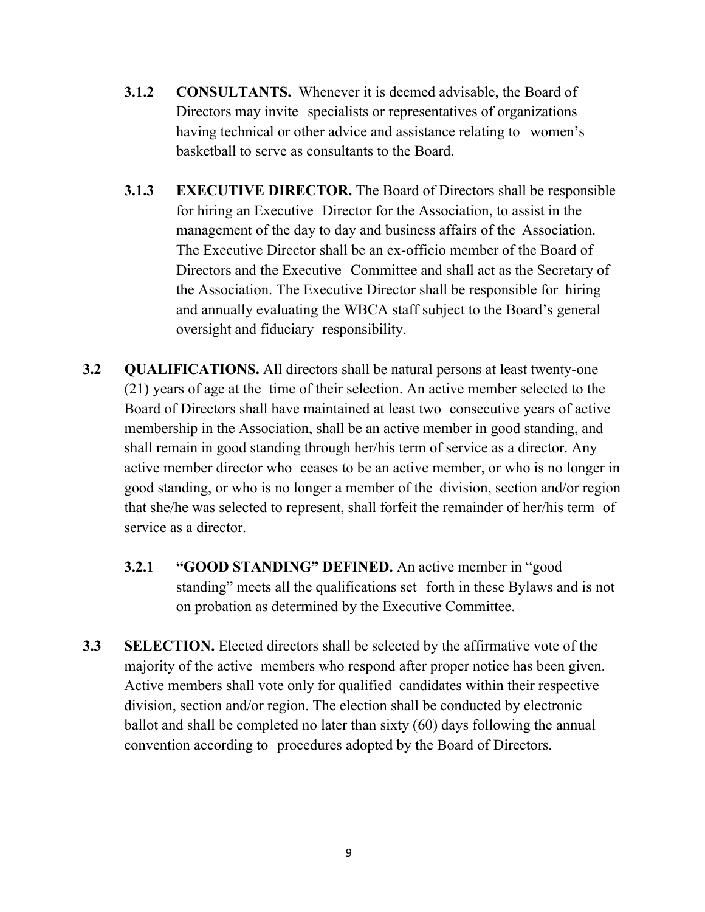**3.1.2 CONSULTANTS.** Whenever it is deemed advisable, the Board of Directors may invite specialists or representatives of organizations having technical or other advice and assistance relating to women's basketball to serve as consultants to the Board.

**3.1.3 EXECUTIVE DIRECTOR.** The Board of Directors shall be responsible for hiring an Executive Director for the Association, to assist in the management of the day to day and business affairs of the Association. The Executive Director shall be an ex-officio member of the Board of Directors and the Executive Committee and shall act as the Secretary of the Association. The Executive Director shall be responsible for hiring and annually evaluating the WBCA staff subject to the Board's general oversight and fiduciary responsibility.

**3.2 QUALIFICATIONS.** All directors shall be natural persons at least twenty-one (21) years of age at the time of their selection. An active member selected to the Board of Directors shall have maintained at least two consecutive years of active membership in the Association, shall be an active member in good standing, and shall remain in good standing through her/his term of service as a director. Any active member director who ceases to be an active member, or who is no longer in good standing, or who is no longer a member of the division, section and/or region that she/he was selected to represent, shall forfeit the remainder of her/his term of service as a director.

**3.2.1 "GOOD STANDING" DEFINED.** An active member in "good standing" meets all the qualifications set forth in these Bylaws and is not on probation as determined by the Executive Committee.

**3.3 SELECTION.** Elected directors shall be selected by the affirmative vote of the majority of the active members who respond after proper notice has been given. Active members shall vote only for qualified candidates within their respective division, section and/or region. The election shall be conducted by electronic ballot and shall be completed no later than sixty (60) days following the annual convention according to procedures adopted by the Board of Directors.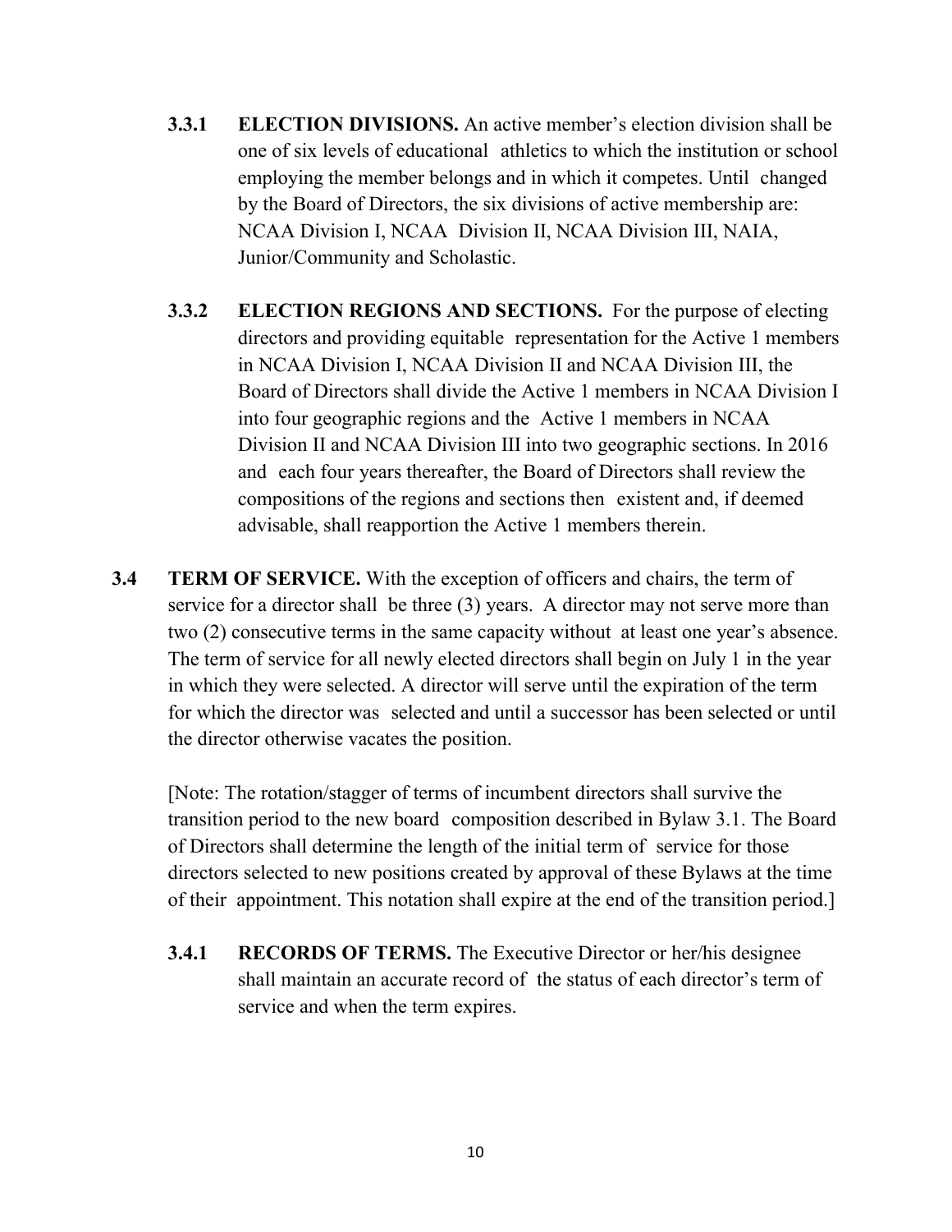**3.3.1 ELECTION DIVISIONS.** An active member's election division shall be one of six levels of educational athletics to which the institution or school employing the member belongs and in which it competes. Until changed by the Board of Directors, the six divisions of active membership are: NCAA Division I, NCAA Division II, NCAA Division III, NAIA, Junior/Community and Scholastic.

**3.3.2 ELECTION REGIONS AND SECTIONS.** For the purpose of electing directors and providing equitable representation for the Active 1 members in NCAA Division I, NCAA Division II and NCAA Division III, the Board of Directors shall divide the Active 1 members in NCAA Division I into four geographic regions and the Active 1 members in NCAA Division II and NCAA Division III into two geographic sections. In 2016 and each four years thereafter, the Board of Directors shall review the compositions of the regions and sections then existent and, if deemed advisable, shall reapportion the Active 1 members therein.

**3.4 TERM OF SERVICE.** With the exception of officers and chairs, the term of service for a director shall be three (3) years. A director may not serve more than two (2) consecutive terms in the same capacity without at least one year's absence. The term of service for all newly elected directors shall begin on July 1 in the year in which they were selected. A director will serve until the expiration of the term for which the director was selected and until a successor has been selected or until the director otherwise vacates the position.

[Note: The rotation/stagger of terms of incumbent directors shall survive the transition period to the new board composition described in Bylaw 3.1. The Board of Directors shall determine the length of the initial term of service for those directors selected to new positions created by approval of these Bylaws at the time of their appointment. This notation shall expire at the end of the transition period.]

**3.4.1 RECORDS OF TERMS.** The Executive Director or her/his designee shall maintain an accurate record of the status of each director's term of service and when the term expires.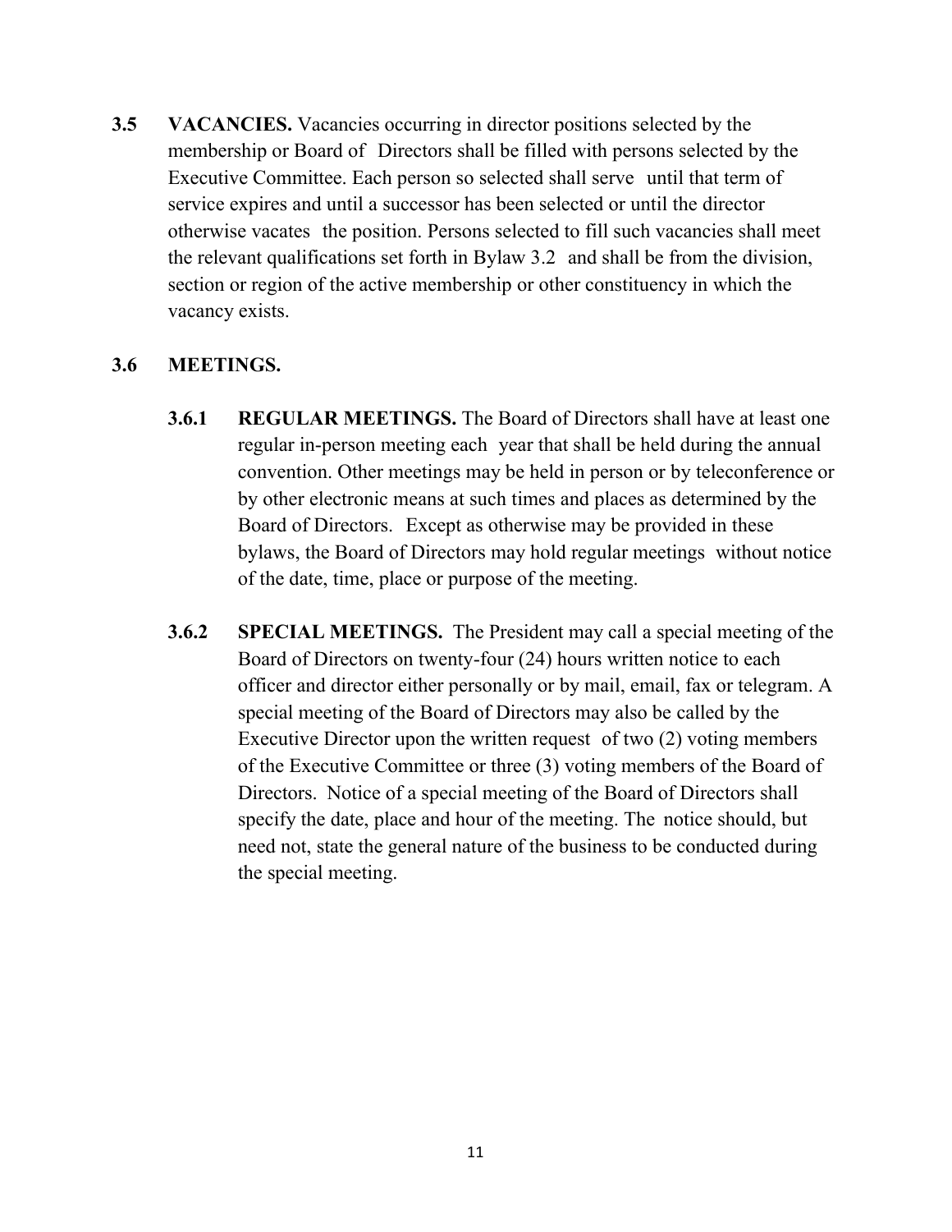**3.5 VACANCIES.** Vacancies occurring in director positions selected by the membership or Board of Directors shall be filled with persons selected by the Executive Committee. Each person so selected shall serve until that term of service expires and until a successor has been selected or until the director otherwise vacates the position. Persons selected to fill such vacancies shall meet the relevant qualifications set forth in Bylaw 3.2 and shall be from the division, section or region of the active membership or other constituency in which the vacancy exists.

**3.6 MEETINGS.**

**3.6.1 REGULAR MEETINGS.** The Board of Directors shall have at least one regular in-person meeting each year that shall be held during the annual convention. Other meetings may be held in person or by teleconference or by other electronic means at such times and places as determined by the Board of Directors. Except as otherwise may be provided in these bylaws, the Board of Directors may hold regular meetings without notice of the date, time, place or purpose of the meeting.

**3.6.2 SPECIAL MEETINGS.** The President may call a special meeting of the Board of Directors on twenty-four (24) hours written notice to each officer and director either personally or by mail, email, fax or telegram. A special meeting of the Board of Directors may also be called by the Executive Director upon the written request of two (2) voting members of the Executive Committee or three (3) voting members of the Board of Directors. Notice of a special meeting of the Board of Directors shall specify the date, place and hour of the meeting. The notice should, but need not, state the general nature of the business to be conducted during the special meeting.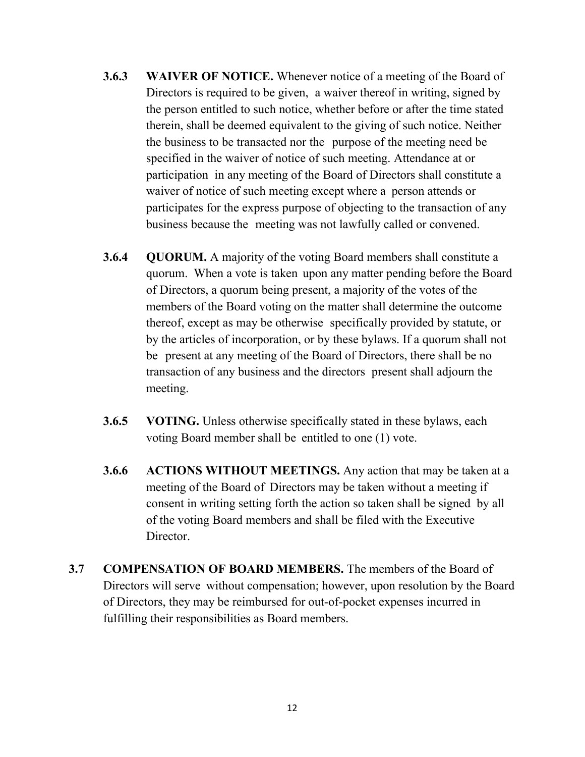**3.6.3 WAIVER OF NOTICE.** Whenever notice of a meeting of the Board of Directors is required to be given, a waiver thereof in writing, signed by the person entitled to such notice, whether before or after the time stated therein, shall be deemed equivalent to the giving of such notice. Neither the business to be transacted nor the purpose of the meeting need be specified in the waiver of notice of such meeting. Attendance at or participation in any meeting of the Board of Directors shall constitute a waiver of notice of such meeting except where a person attends or participates for the express purpose of objecting to the transaction of any business because the meeting was not lawfully called or convened.

**3.6.4 QUORUM.** A majority of the voting Board members shall constitute a quorum. When a vote is taken upon any matter pending before the Board of Directors, a quorum being present, a majority of the votes of the members of the Board voting on the matter shall determine the outcome thereof, except as may be otherwise specifically provided by statute, or by the articles of incorporation, or by these bylaws. If a quorum shall not be present at any meeting of the Board of Directors, there shall be no transaction of any business and the directors present shall adjourn the meeting.

**3.6.5 VOTING.** Unless otherwise specifically stated in these bylaws, each voting Board member shall be entitled to one (1) vote.

**3.6.6 ACTIONS WITHOUT MEETINGS.** Any action that may be taken at a meeting of the Board of Directors may be taken without a meeting if consent in writing setting forth the action so taken shall be signed by all of the voting Board members and shall be filed with the Executive Director.

**3.7 COMPENSATION OF BOARD MEMBERS.** The members of the Board of Directors will serve without compensation; however, upon resolution by the Board of Directors, they may be reimbursed for out-of-pocket expenses incurred in fulfilling their responsibilities as Board members.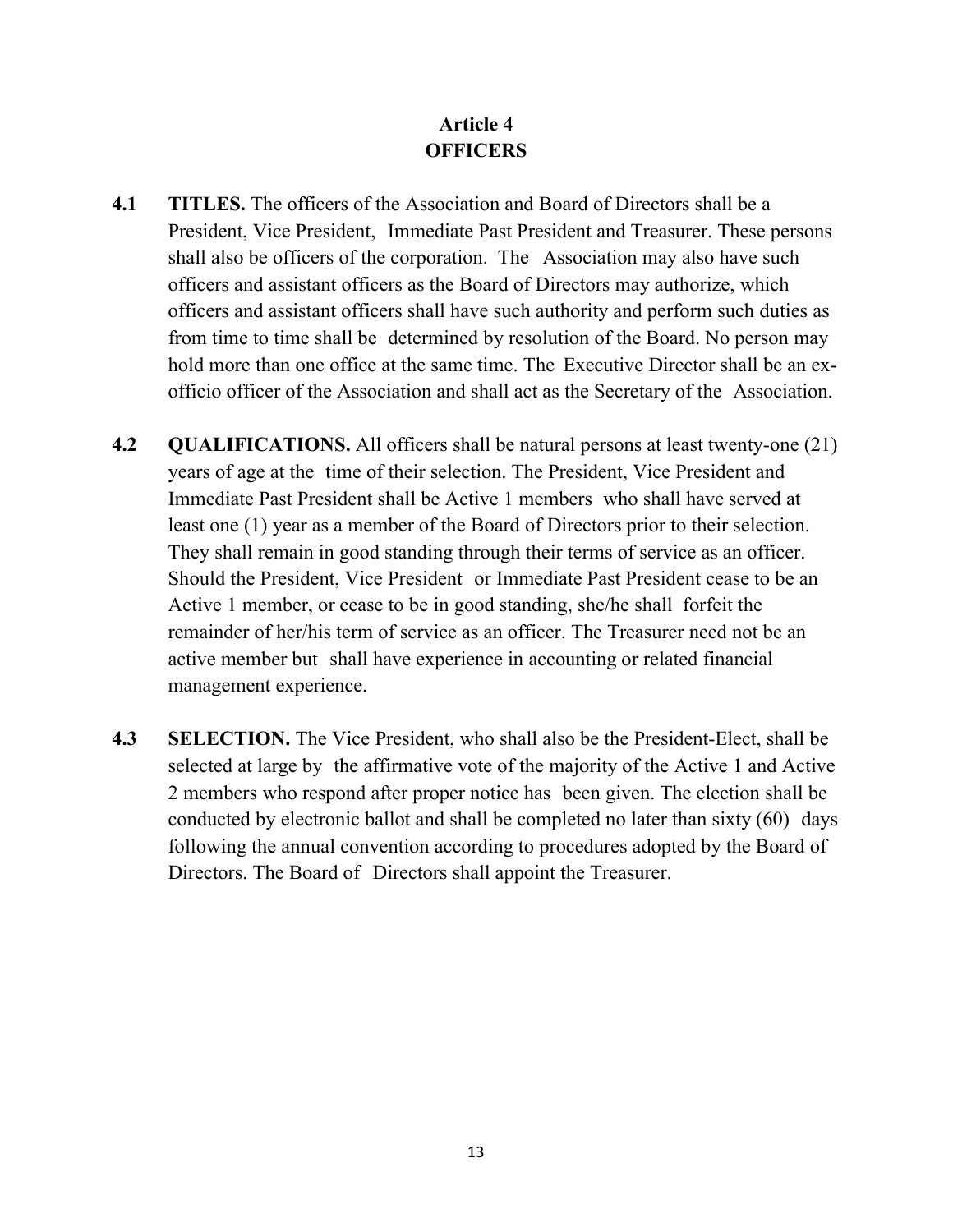# Article 4
# OFFICERS

**4.1 TITLES.** The officers of the Association and Board of Directors shall be a President, Vice President, Immediate Past President and Treasurer. These persons shall also be officers of the corporation. The Association may also have such officers and assistant officers as the Board of Directors may authorize, which officers and assistant officers shall have such authority and perform such duties as from time to time shall be determined by resolution of the Board. No person may hold more than one office at the same time. The Executive Director shall be an ex-officio officer of the Association and shall act as the Secretary of the Association.

**4.2 QUALIFICATIONS.** All officers shall be natural persons at least twenty-one (21) years of age at the time of their selection. The President, Vice President and Immediate Past President shall be Active 1 members who shall have served at least one (1) year as a member of the Board of Directors prior to their selection. They shall remain in good standing through their terms of service as an officer. Should the President, Vice President or Immediate Past President cease to be an Active 1 member, or cease to be in good standing, she/he shall forfeit the remainder of her/his term of service as an officer. The Treasurer need not be an active member but shall have experience in accounting or related financial management experience.

**4.3 SELECTION.** The Vice President, who shall also be the President-Elect, shall be selected at large by the affirmative vote of the majority of the Active 1 and Active 2 members who respond after proper notice has been given. The election shall be conducted by electronic ballot and shall be completed no later than sixty (60) days following the annual convention according to procedures adopted by the Board of Directors. The Board of Directors shall appoint the Treasurer.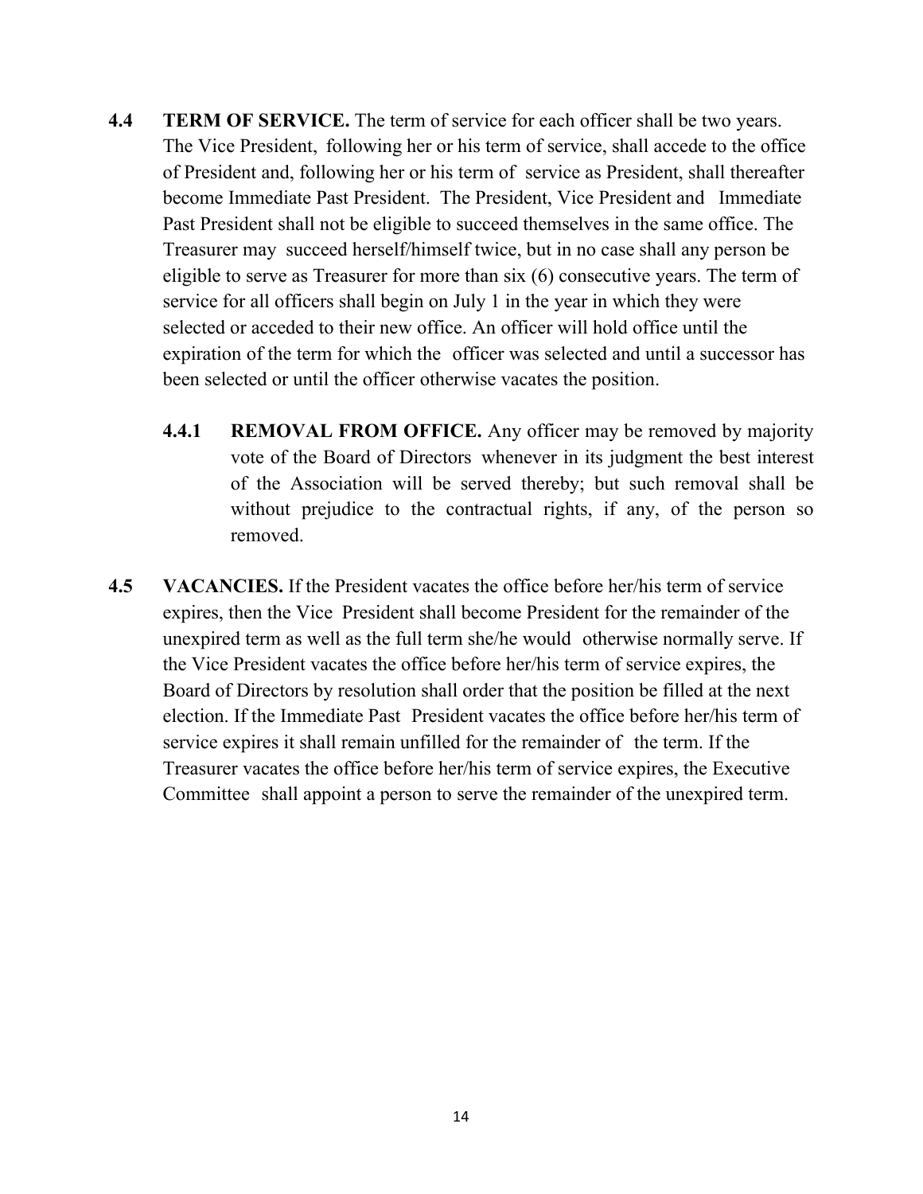**4.4 TERM OF SERVICE.** The term of service for each officer shall be two years. The Vice President, following her or his term of service, shall accede to the office of President and, following her or his term of service as President, shall thereafter become Immediate Past President. The President, Vice President and Immediate Past President shall not be eligible to succeed themselves in the same office. The Treasurer may succeed herself/himself twice, but in no case shall any person be eligible to serve as Treasurer for more than six (6) consecutive years. The term of service for all officers shall begin on July 1 in the year in which they were selected or acceded to their new office. An officer will hold office until the expiration of the term for which the officer was selected and until a successor has been selected or until the officer otherwise vacates the position.

**4.4.1 REMOVAL FROM OFFICE.** Any officer may be removed by majority vote of the Board of Directors whenever in its judgment the best interest of the Association will be served thereby; but such removal shall be without prejudice to the contractual rights, if any, of the person so removed.

**4.5 VACANCIES.** If the President vacates the office before her/his term of service expires, then the Vice President shall become President for the remainder of the unexpired term as well as the full term she/he would otherwise normally serve. If the Vice President vacates the office before her/his term of service expires, the Board of Directors by resolution shall order that the position be filled at the next election. If the Immediate Past President vacates the office before her/his term of service expires it shall remain unfilled for the remainder of the term. If the Treasurer vacates the office before her/his term of service expires, the Executive Committee shall appoint a person to serve the remainder of the unexpired term.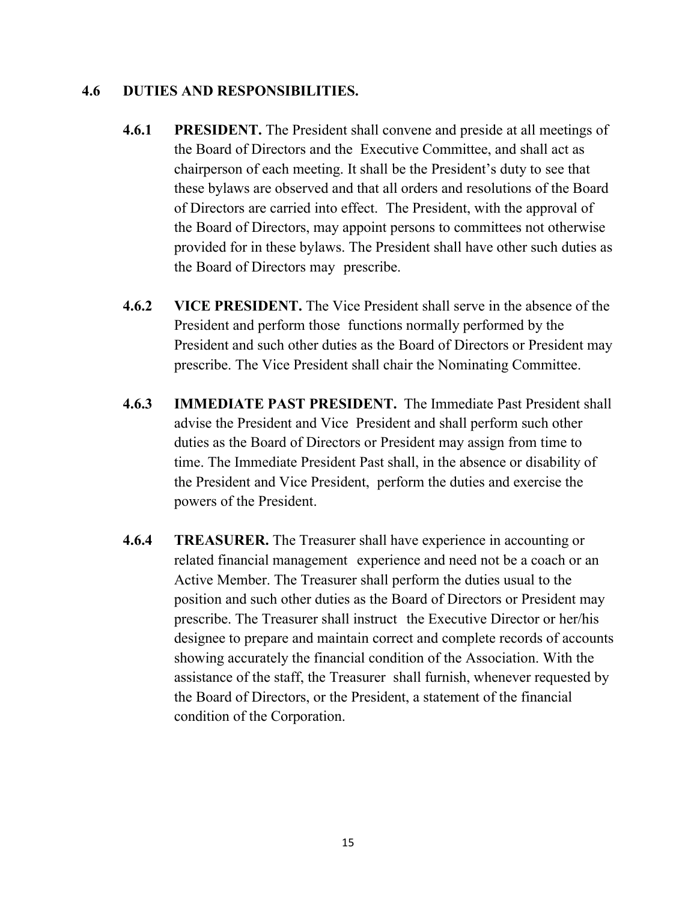## 4.6 DUTIES AND RESPONSIBILITIES.

**4.6.1 PRESIDENT.** The President shall convene and preside at all meetings of the Board of Directors and the Executive Committee, and shall act as chairperson of each meeting. It shall be the President's duty to see that these bylaws are observed and that all orders and resolutions of the Board of Directors are carried into effect. The President, with the approval of the Board of Directors, may appoint persons to committees not otherwise provided for in these bylaws. The President shall have other such duties as the Board of Directors may prescribe.

**4.6.2 VICE PRESIDENT.** The Vice President shall serve in the absence of the President and perform those functions normally performed by the President and such other duties as the Board of Directors or President may prescribe. The Vice President shall chair the Nominating Committee.

**4.6.3 IMMEDIATE PAST PRESIDENT.** The Immediate Past President shall advise the President and Vice President and shall perform such other duties as the Board of Directors or President may assign from time to time. The Immediate President Past shall, in the absence or disability of the President and Vice President, perform the duties and exercise the powers of the President.

**4.6.4 TREASURER.** The Treasurer shall have experience in accounting or related financial management experience and need not be a coach or an Active Member. The Treasurer shall perform the duties usual to the position and such other duties as the Board of Directors or President may prescribe. The Treasurer shall instruct the Executive Director or her/his designee to prepare and maintain correct and complete records of accounts showing accurately the financial condition of the Association. With the assistance of the staff, the Treasurer shall furnish, whenever requested by the Board of Directors, or the President, a statement of the financial condition of the Corporation.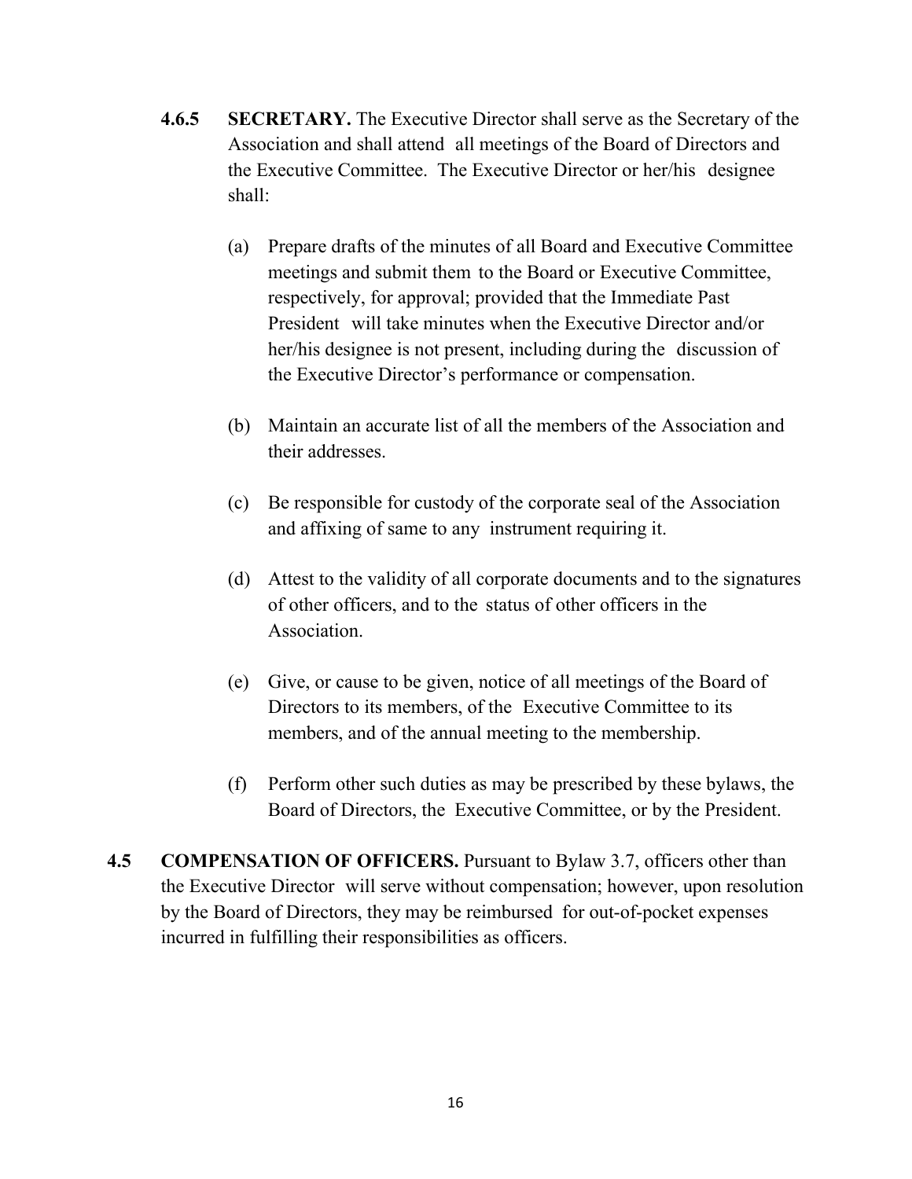**4.6.5 SECRETARY.** The Executive Director shall serve as the Secretary of the Association and shall attend all meetings of the Board of Directors and the Executive Committee. The Executive Director or her/his designee shall:

(a) Prepare drafts of the minutes of all Board and Executive Committee meetings and submit them to the Board or Executive Committee, respectively, for approval; provided that the Immediate Past President will take minutes when the Executive Director and/or her/his designee is not present, including during the discussion of the Executive Director's performance or compensation.

(b) Maintain an accurate list of all the members of the Association and their addresses.

(c) Be responsible for custody of the corporate seal of the Association and affixing of same to any instrument requiring it.

(d) Attest to the validity of all corporate documents and to the signatures of other officers, and to the status of other officers in the Association.

(e) Give, or cause to be given, notice of all meetings of the Board of Directors to its members, of the Executive Committee to its members, and of the annual meeting to the membership.

(f) Perform other such duties as may be prescribed by these bylaws, the Board of Directors, the Executive Committee, or by the President.

**4.5 COMPENSATION OF OFFICERS.** Pursuant to Bylaw 3.7, officers other than the Executive Director will serve without compensation; however, upon resolution by the Board of Directors, they may be reimbursed for out-of-pocket expenses incurred in fulfilling their responsibilities as officers.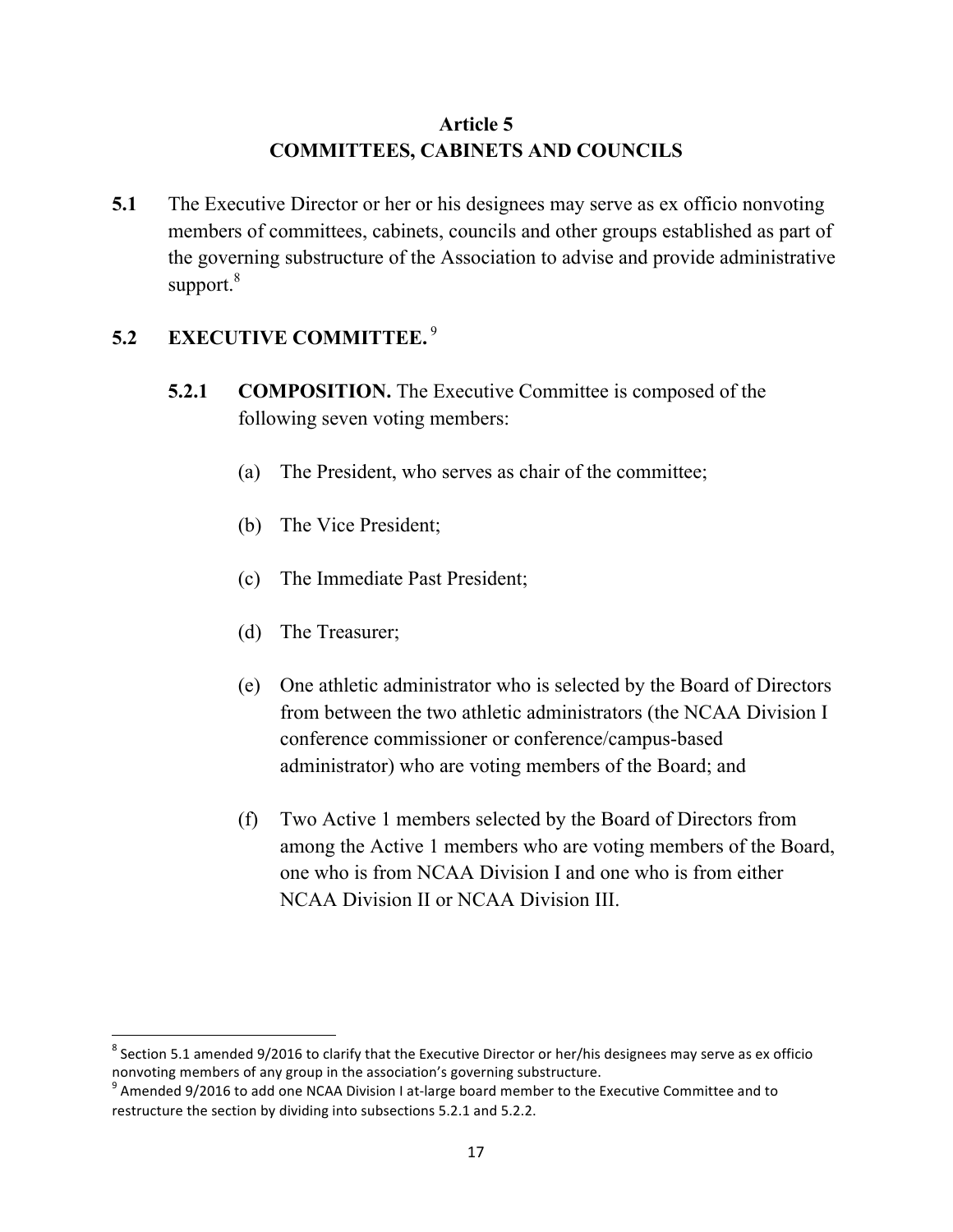# Article 5
# COMMITTEES, CABINETS AND COUNCILS

**5.1** The Executive Director or her or his designees may serve as ex officio nonvoting members of committees, cabinets, councils and other groups established as part of the governing substructure of the Association to advise and provide administrative support.[8]

## 5.2 EXECUTIVE COMMITTEE.[9]

**5.2.1 COMPOSITION.** The Executive Committee is composed of the following seven voting members:

(a) The President, who serves as chair of the committee;

(b) The Vice President;

(c) The Immediate Past President;

(d) The Treasurer;

(e) One athletic administrator who is selected by the Board of Directors from between the two athletic administrators (the NCAA Division I conference commissioner or conference/campus-based administrator) who are voting members of the Board; and

(f) Two Active 1 members selected by the Board of Directors from among the Active 1 members who are voting members of the Board, one who is from NCAA Division I and one who is from either NCAA Division II or NCAA Division III.

---

[8] Section 5.1 amended 9/2016 to clarify that the Executive Director or her/his designees may serve as ex officio nonvoting members of any group in the association's governing substructure.

[9] Amended 9/2016 to add one NCAA Division I at-large board member to the Executive Committee and to restructure the section by dividing into subsections 5.2.1 and 5.2.2.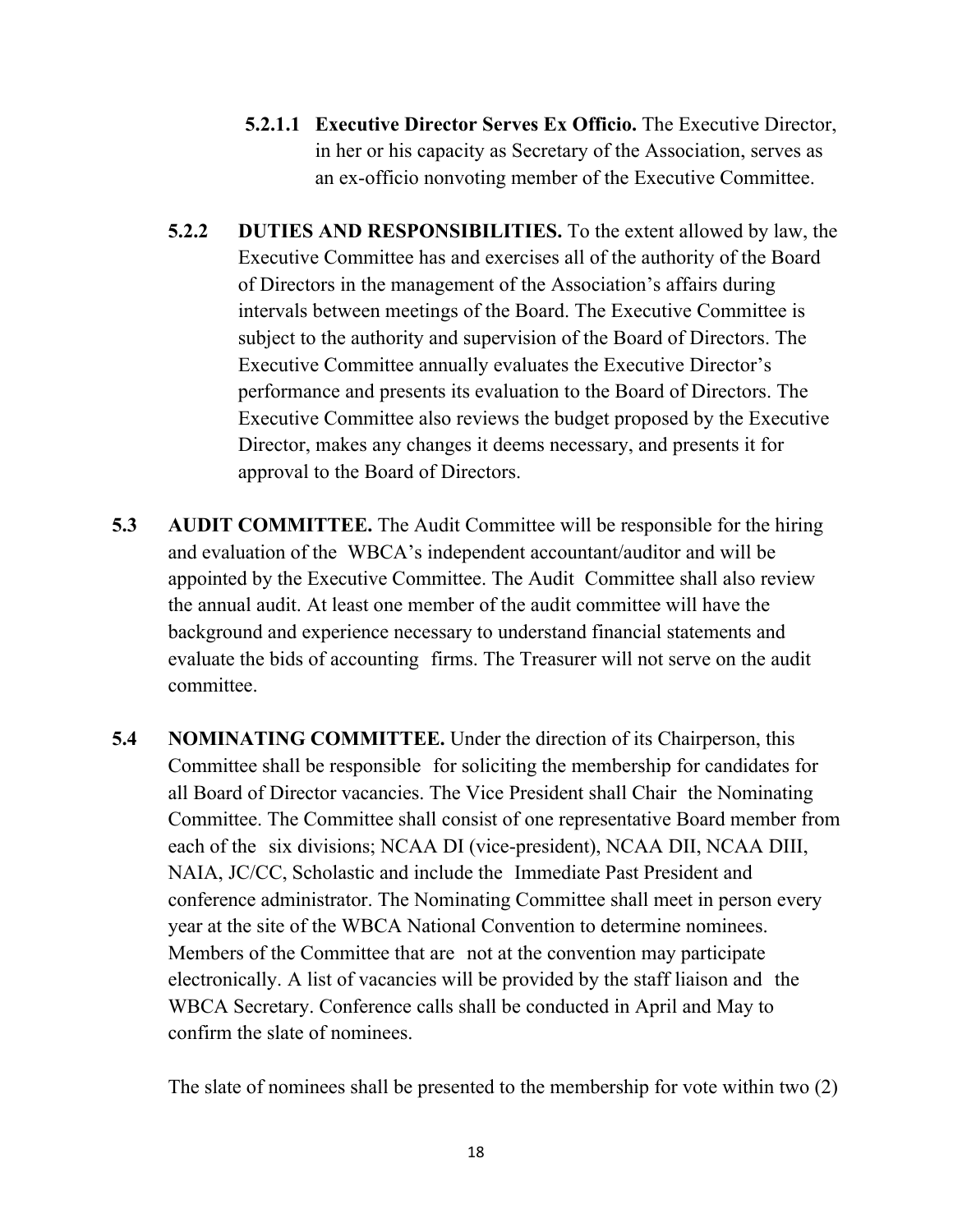**5.2.1.1 Executive Director Serves Ex Officio.** The Executive Director, in her or his capacity as Secretary of the Association, serves as an ex-officio nonvoting member of the Executive Committee.

**5.2.2 DUTIES AND RESPONSIBILITIES.** To the extent allowed by law, the Executive Committee has and exercises all of the authority of the Board of Directors in the management of the Association's affairs during intervals between meetings of the Board. The Executive Committee is subject to the authority and supervision of the Board of Directors. The Executive Committee annually evaluates the Executive Director's performance and presents its evaluation to the Board of Directors. The Executive Committee also reviews the budget proposed by the Executive Director, makes any changes it deems necessary, and presents it for approval to the Board of Directors.

**5.3 AUDIT COMMITTEE.** The Audit Committee will be responsible for the hiring and evaluation of the WBCA's independent accountant/auditor and will be appointed by the Executive Committee. The Audit Committee shall also review the annual audit. At least one member of the audit committee will have the background and experience necessary to understand financial statements and evaluate the bids of accounting firms. The Treasurer will not serve on the audit committee.

**5.4 NOMINATING COMMITTEE.** Under the direction of its Chairperson, this Committee shall be responsible for soliciting the membership for candidates for all Board of Director vacancies. The Vice President shall Chair the Nominating Committee. The Committee shall consist of one representative Board member from each of the six divisions; NCAA DI (vice-president), NCAA DII, NCAA DIII, NAIA, JC/CC, Scholastic and include the Immediate Past President and conference administrator. The Nominating Committee shall meet in person every year at the site of the WBCA National Convention to determine nominees. Members of the Committee that are not at the convention may participate electronically. A list of vacancies will be provided by the staff liaison and the WBCA Secretary. Conference calls shall be conducted in April and May to confirm the slate of nominees.

The slate of nominees shall be presented to the membership for vote within two (2)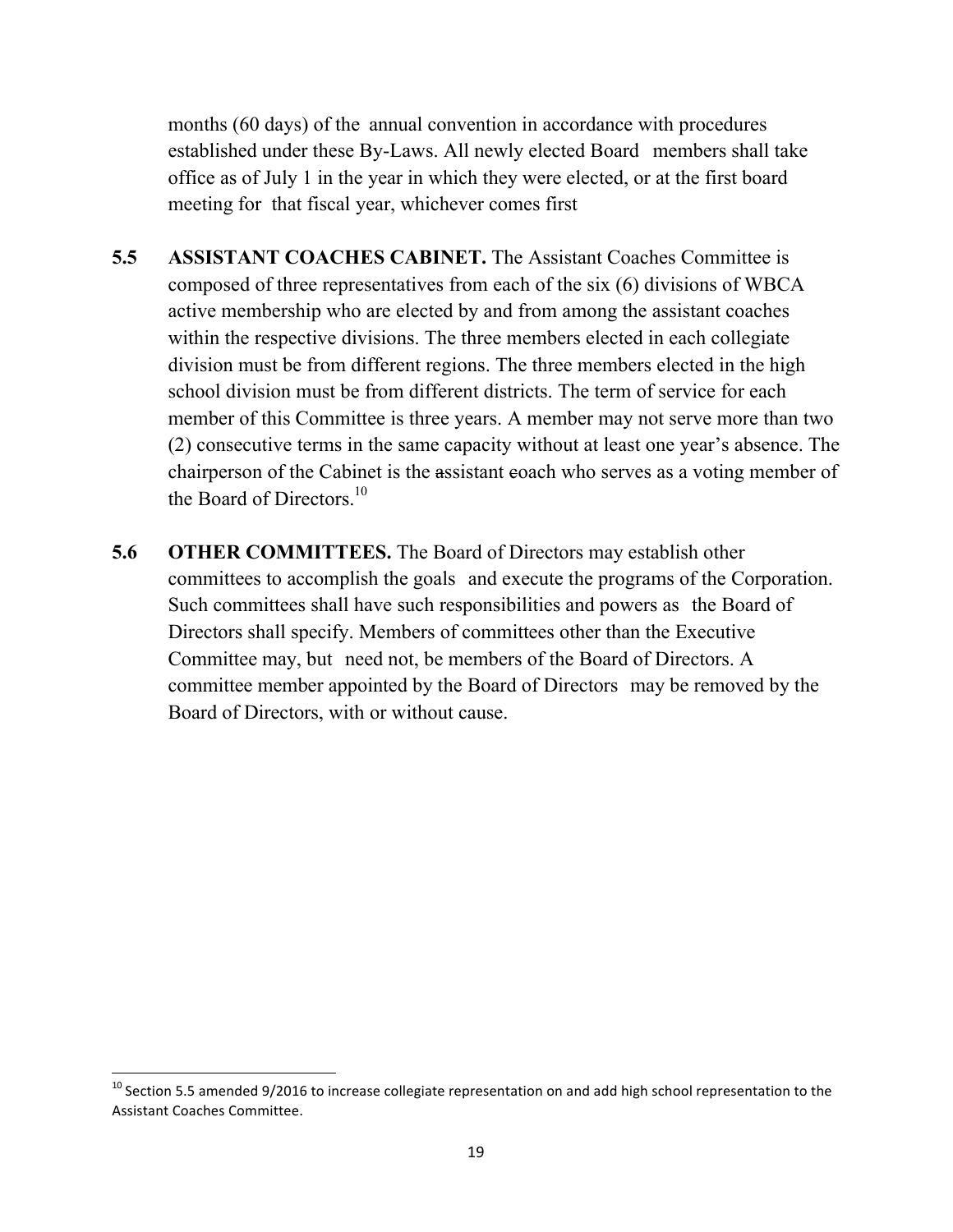months (60 days) of the annual convention in accordance with procedures established under these By-Laws. All newly elected Board members shall take office as of July 1 in the year in which they were elected, or at the first board meeting for that fiscal year, whichever comes first

**5.5 ASSISTANT COACHES CABINET.** The Assistant Coaches Committee is composed of three representatives from each of the six (6) divisions of WBCA active membership who are elected by and from among the assistant coaches within the respective divisions. The three members elected in each collegiate division must be from different regions. The three members elected in the high school division must be from different districts. The term of service for each member of this Committee is three years. A member may not serve more than two (2) consecutive terms in the same capacity without at least one year's absence. The chairperson of the Cabinet is the assistant coach who serves as a voting member of the Board of Directors.[10]

**5.6 OTHER COMMITTEES.** The Board of Directors may establish other committees to accomplish the goals and execute the programs of the Corporation. Such committees shall have such responsibilities and powers as the Board of Directors shall specify. Members of committees other than the Executive Committee may, but need not, be members of the Board of Directors. A committee member appointed by the Board of Directors may be removed by the Board of Directors, with or without cause.

---

[10] Section 5.5 amended 9/2016 to increase collegiate representation on and add high school representation to the Assistant Coaches Committee.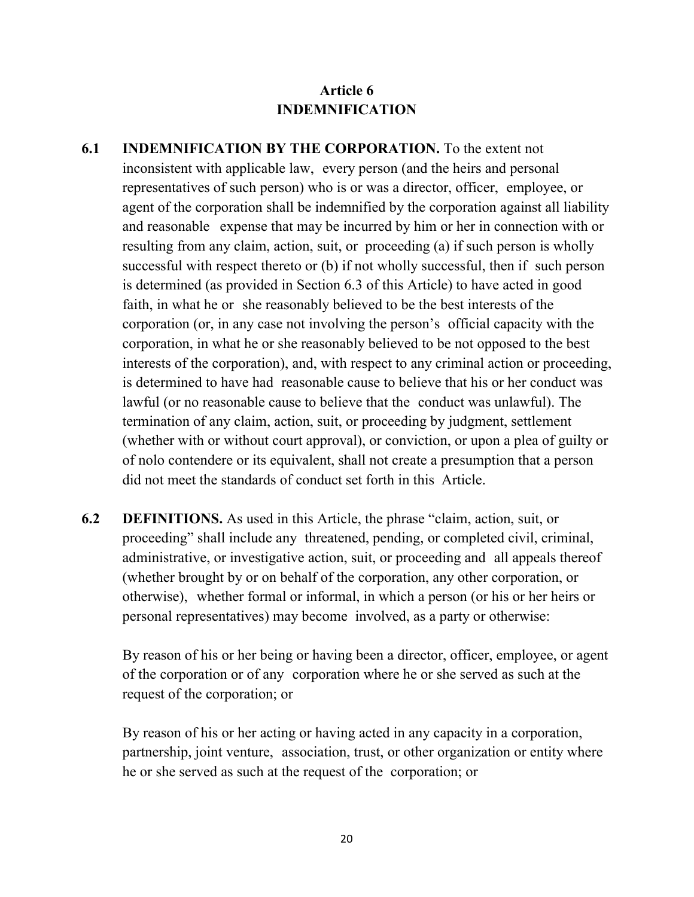## Article 6
## INDEMNIFICATION

**6.1 INDEMNIFICATION BY THE CORPORATION.** To the extent not inconsistent with applicable law, every person (and the heirs and personal representatives of such person) who is or was a director, officer, employee, or agent of the corporation shall be indemnified by the corporation against all liability and reasonable expense that may be incurred by him or her in connection with or resulting from any claim, action, suit, or proceeding (a) if such person is wholly successful with respect thereto or (b) if not wholly successful, then if such person is determined (as provided in Section 6.3 of this Article) to have acted in good faith, in what he or she reasonably believed to be the best interests of the corporation (or, in any case not involving the person's official capacity with the corporation, in what he or she reasonably believed to be not opposed to the best interests of the corporation), and, with respect to any criminal action or proceeding, is determined to have had reasonable cause to believe that his or her conduct was lawful (or no reasonable cause to believe that the conduct was unlawful). The termination of any claim, action, suit, or proceeding by judgment, settlement (whether with or without court approval), or conviction, or upon a plea of guilty or of nolo contendere or its equivalent, shall not create a presumption that a person did not meet the standards of conduct set forth in this Article.

**6.2 DEFINITIONS.** As used in this Article, the phrase "claim, action, suit, or proceeding" shall include any threatened, pending, or completed civil, criminal, administrative, or investigative action, suit, or proceeding and all appeals thereof (whether brought by or on behalf of the corporation, any other corporation, or otherwise), whether formal or informal, in which a person (or his or her heirs or personal representatives) may become involved, as a party or otherwise:

By reason of his or her being or having been a director, officer, employee, or agent of the corporation or of any corporation where he or she served as such at the request of the corporation; or

By reason of his or her acting or having acted in any capacity in a corporation, partnership, joint venture, association, trust, or other organization or entity where he or she served as such at the request of the corporation; or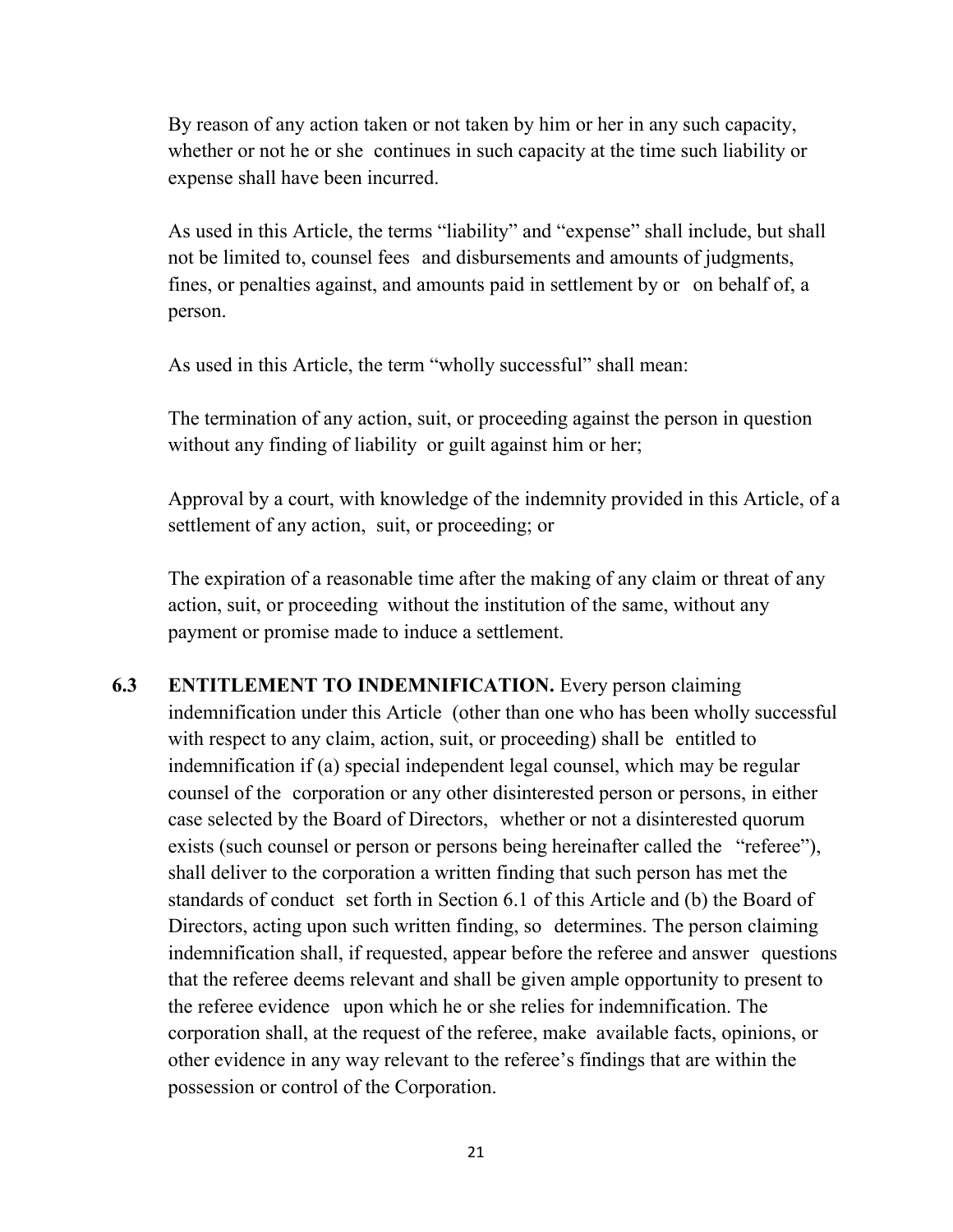By reason of any action taken or not taken by him or her in any such capacity, whether or not he or she continues in such capacity at the time such liability or expense shall have been incurred.

As used in this Article, the terms "liability" and "expense" shall include, but shall not be limited to, counsel fees and disbursements and amounts of judgments, fines, or penalties against, and amounts paid in settlement by or on behalf of, a person.

As used in this Article, the term "wholly successful" shall mean:

The termination of any action, suit, or proceeding against the person in question without any finding of liability or guilt against him or her;

Approval by a court, with knowledge of the indemnity provided in this Article, of a settlement of any action, suit, or proceeding; or

The expiration of a reasonable time after the making of any claim or threat of any action, suit, or proceeding without the institution of the same, without any payment or promise made to induce a settlement.

**6.3 ENTITLEMENT TO INDEMNIFICATION.** Every person claiming indemnification under this Article (other than one who has been wholly successful with respect to any claim, action, suit, or proceeding) shall be entitled to indemnification if (a) special independent legal counsel, which may be regular counsel of the corporation or any other disinterested person or persons, in either case selected by the Board of Directors, whether or not a disinterested quorum exists (such counsel or person or persons being hereinafter called the "referee"), shall deliver to the corporation a written finding that such person has met the standards of conduct set forth in Section 6.1 of this Article and (b) the Board of Directors, acting upon such written finding, so determines. The person claiming indemnification shall, if requested, appear before the referee and answer questions that the referee deems relevant and shall be given ample opportunity to present to the referee evidence upon which he or she relies for indemnification. The corporation shall, at the request of the referee, make available facts, opinions, or other evidence in any way relevant to the referee's findings that are within the possession or control of the Corporation.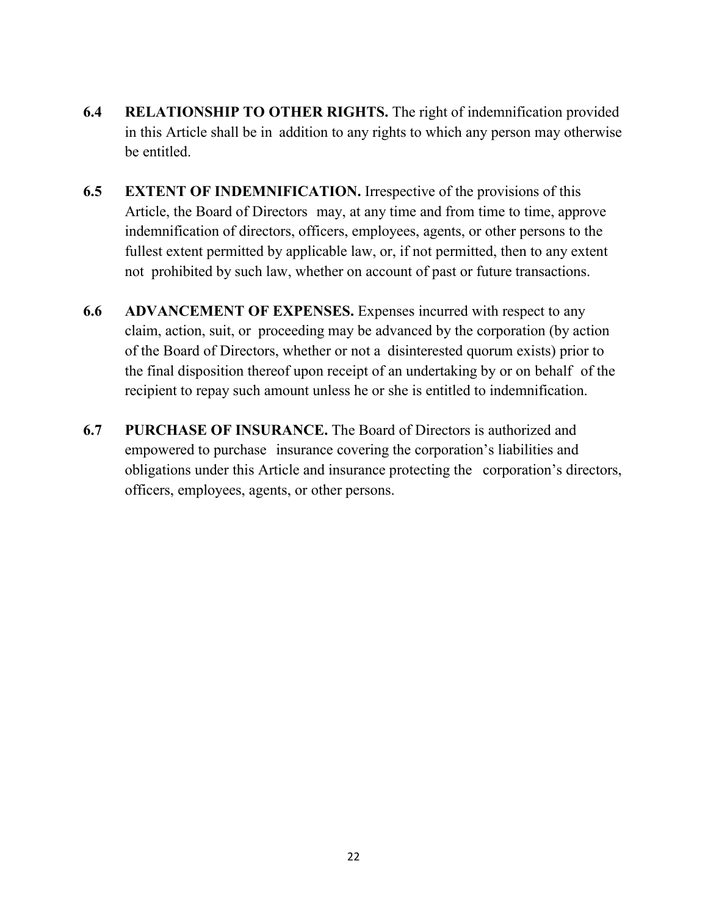**6.4 RELATIONSHIP TO OTHER RIGHTS.** The right of indemnification provided in this Article shall be in addition to any rights to which any person may otherwise be entitled.

**6.5 EXTENT OF INDEMNIFICATION.** Irrespective of the provisions of this Article, the Board of Directors may, at any time and from time to time, approve indemnification of directors, officers, employees, agents, or other persons to the fullest extent permitted by applicable law, or, if not permitted, then to any extent not prohibited by such law, whether on account of past or future transactions.

**6.6 ADVANCEMENT OF EXPENSES.** Expenses incurred with respect to any claim, action, suit, or proceeding may be advanced by the corporation (by action of the Board of Directors, whether or not a disinterested quorum exists) prior to the final disposition thereof upon receipt of an undertaking by or on behalf of the recipient to repay such amount unless he or she is entitled to indemnification.

**6.7 PURCHASE OF INSURANCE.** The Board of Directors is authorized and empowered to purchase insurance covering the corporation's liabilities and obligations under this Article and insurance protecting the corporation's directors, officers, employees, agents, or other persons.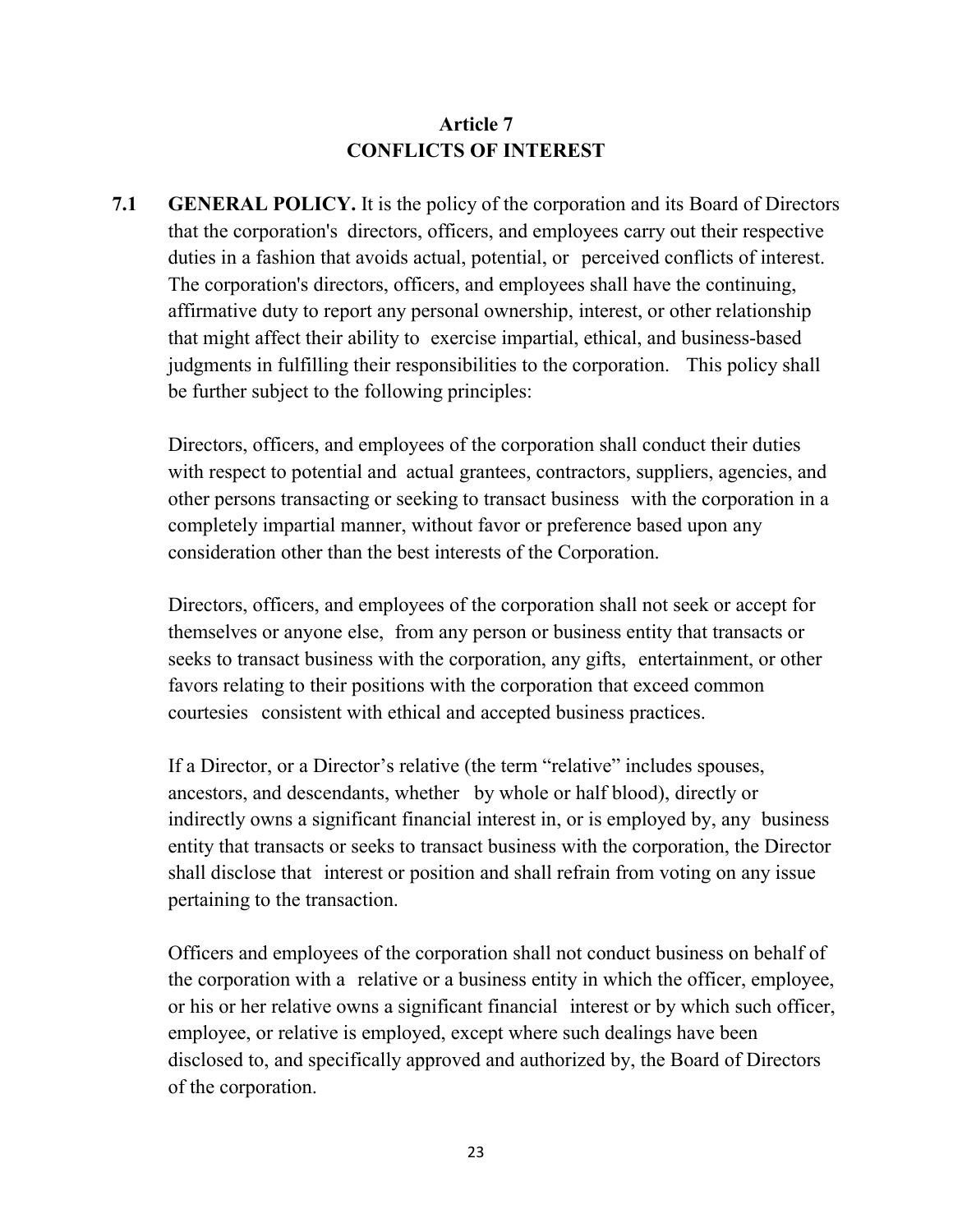## Article 7
## CONFLICTS OF INTEREST

**7.1 GENERAL POLICY.** It is the policy of the corporation and its Board of Directors that the corporation's directors, officers, and employees carry out their respective duties in a fashion that avoids actual, potential, or perceived conflicts of interest. The corporation's directors, officers, and employees shall have the continuing, affirmative duty to report any personal ownership, interest, or other relationship that might affect their ability to exercise impartial, ethical, and business-based judgments in fulfilling their responsibilities to the corporation. This policy shall be further subject to the following principles:

Directors, officers, and employees of the corporation shall conduct their duties with respect to potential and actual grantees, contractors, suppliers, agencies, and other persons transacting or seeking to transact business with the corporation in a completely impartial manner, without favor or preference based upon any consideration other than the best interests of the Corporation.

Directors, officers, and employees of the corporation shall not seek or accept for themselves or anyone else, from any person or business entity that transacts or seeks to transact business with the corporation, any gifts, entertainment, or other favors relating to their positions with the corporation that exceed common courtesies consistent with ethical and accepted business practices.

If a Director, or a Director's relative (the term "relative" includes spouses, ancestors, and descendants, whether by whole or half blood), directly or indirectly owns a significant financial interest in, or is employed by, any business entity that transacts or seeks to transact business with the corporation, the Director shall disclose that interest or position and shall refrain from voting on any issue pertaining to the transaction.

Officers and employees of the corporation shall not conduct business on behalf of the corporation with a relative or a business entity in which the officer, employee, or his or her relative owns a significant financial interest or by which such officer, employee, or relative is employed, except where such dealings have been disclosed to, and specifically approved and authorized by, the Board of Directors of the corporation.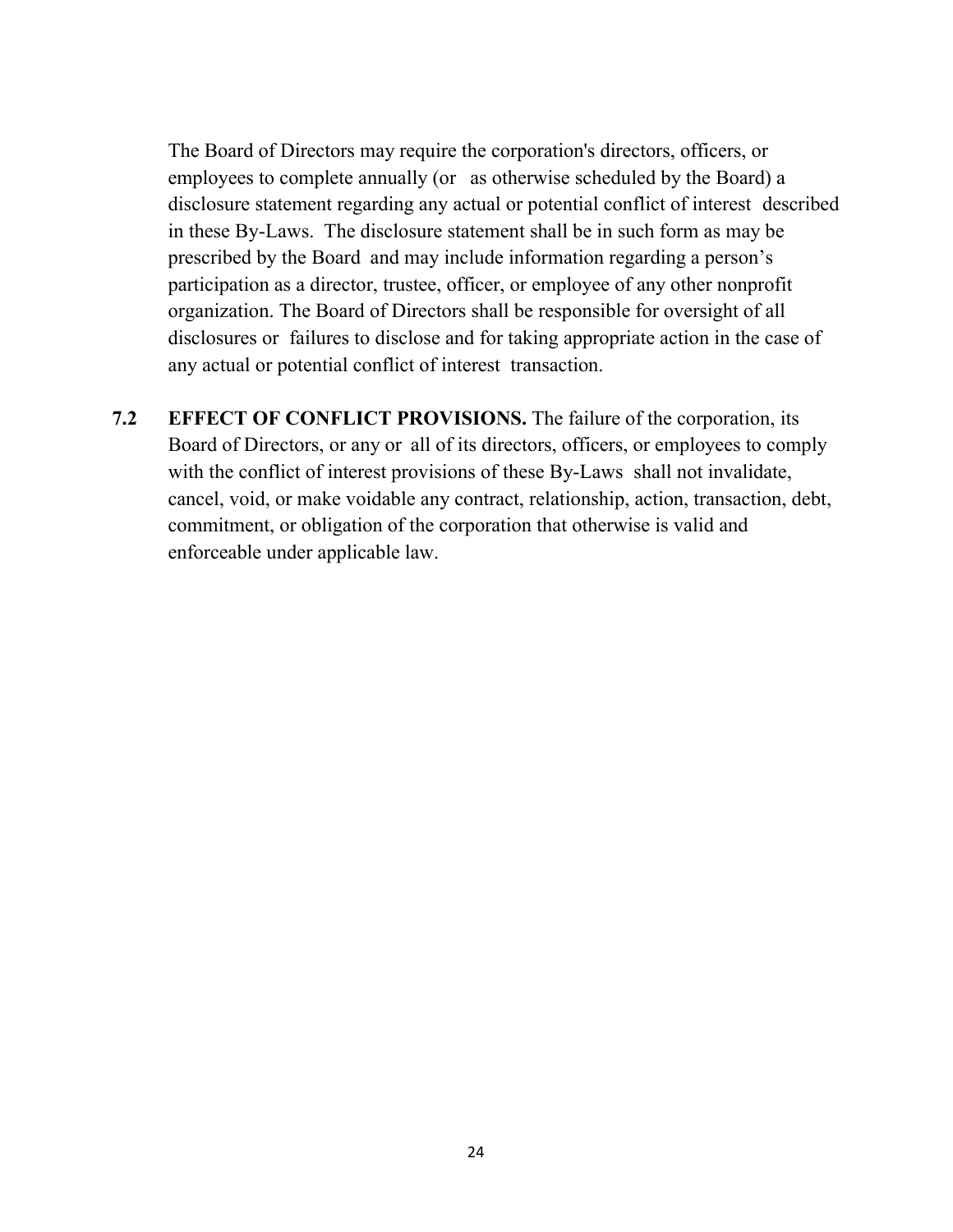The Board of Directors may require the corporation's directors, officers, or employees to complete annually (or as otherwise scheduled by the Board) a disclosure statement regarding any actual or potential conflict of interest described in these By-Laws. The disclosure statement shall be in such form as may be prescribed by the Board and may include information regarding a person's participation as a director, trustee, officer, or employee of any other nonprofit organization. The Board of Directors shall be responsible for oversight of all disclosures or failures to disclose and for taking appropriate action in the case of any actual or potential conflict of interest transaction.

**7.2 EFFECT OF CONFLICT PROVISIONS.** The failure of the corporation, its Board of Directors, or any or all of its directors, officers, or employees to comply with the conflict of interest provisions of these By-Laws shall not invalidate, cancel, void, or make voidable any contract, relationship, action, transaction, debt, commitment, or obligation of the corporation that otherwise is valid and enforceable under applicable law.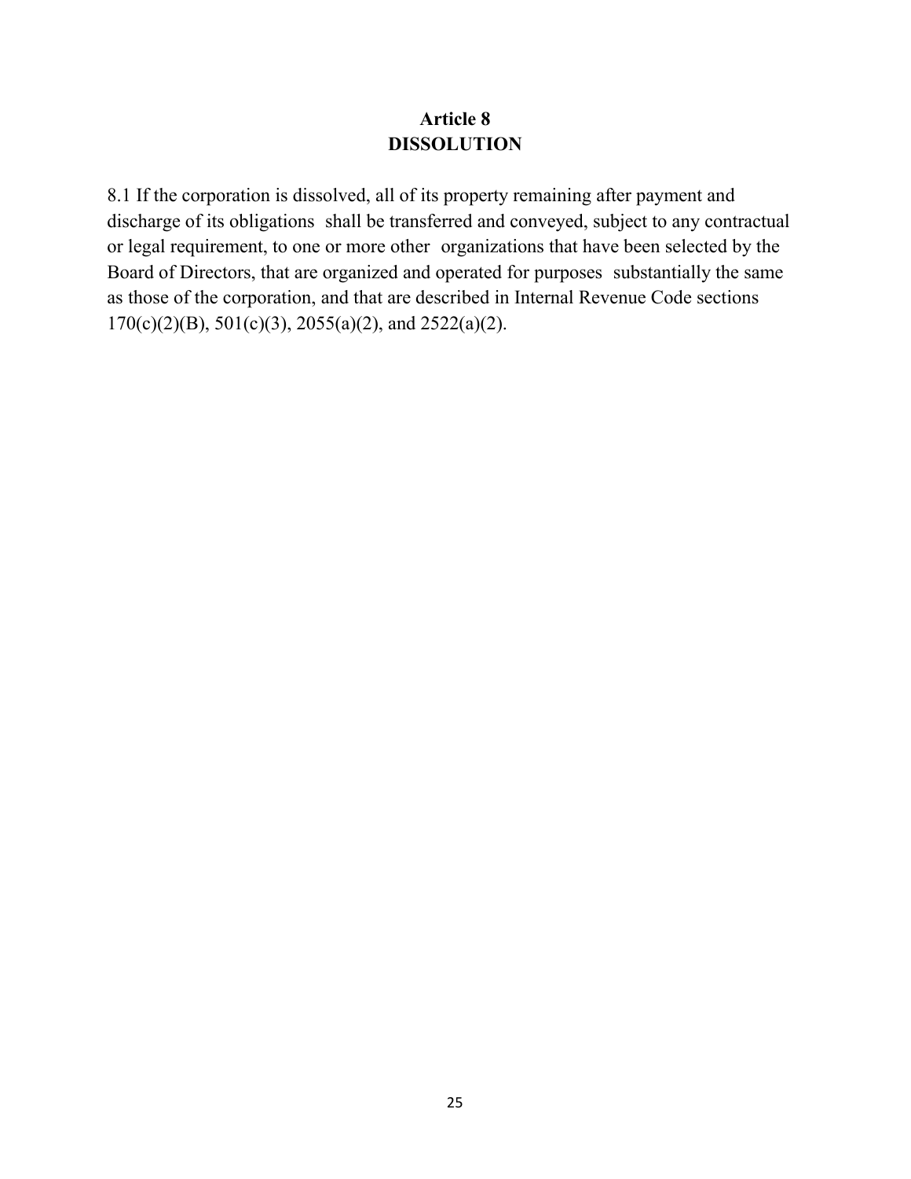## Article 8
## DISSOLUTION

8.1 If the corporation is dissolved, all of its property remaining after payment and discharge of its obligations shall be transferred and conveyed, subject to any contractual or legal requirement, to one or more other organizations that have been selected by the Board of Directors, that are organized and operated for purposes substantially the same as those of the corporation, and that are described in Internal Revenue Code sections 170(c)(2)(B), 501(c)(3), 2055(a)(2), and 2522(a)(2).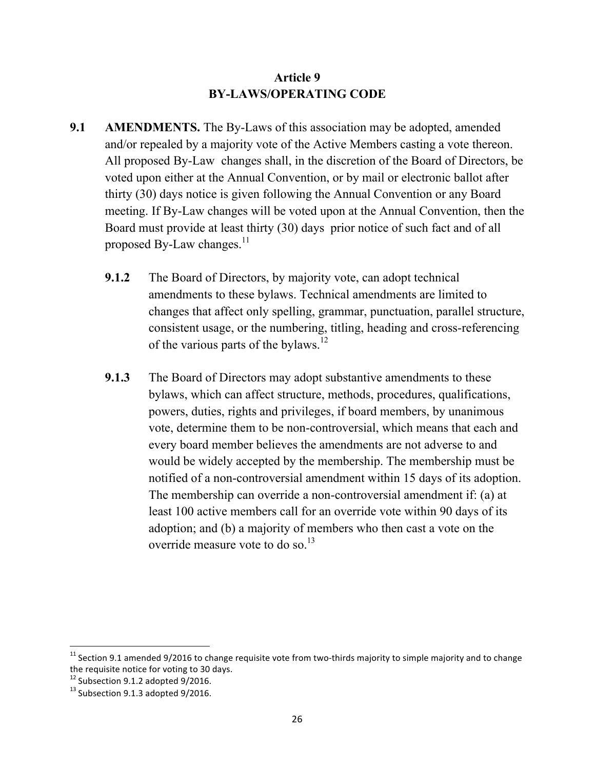## Article 9
## BY-LAWS/OPERATING CODE

**9.1 AMENDMENTS.** The By-Laws of this association may be adopted, amended and/or repealed by a majority vote of the Active Members casting a vote thereon. All proposed By-Law changes shall, in the discretion of the Board of Directors, be voted upon either at the Annual Convention, or by mail or electronic ballot after thirty (30) days notice is given following the Annual Convention or any Board meeting. If By-Law changes will be voted upon at the Annual Convention, then the Board must provide at least thirty (30) days prior notice of such fact and of all proposed By-Law changes.[11]

**9.1.2** The Board of Directors, by majority vote, can adopt technical amendments to these bylaws. Technical amendments are limited to changes that affect only spelling, grammar, punctuation, parallel structure, consistent usage, or the numbering, titling, heading and cross-referencing of the various parts of the bylaws.[12]

**9.1.3** The Board of Directors may adopt substantive amendments to these bylaws, which can affect structure, methods, procedures, qualifications, powers, duties, rights and privileges, if board members, by unanimous vote, determine them to be non-controversial, which means that each and every board member believes the amendments are not adverse to and would be widely accepted by the membership. The membership must be notified of a non-controversial amendment within 15 days of its adoption. The membership can override a non-controversial amendment if: (a) at least 100 active members call for an override vote within 90 days of its adoption; and (b) a majority of members who then cast a vote on the override measure vote to do so.[13]

---

[11] Section 9.1 amended 9/2016 to change requisite vote from two-thirds majority to simple majority and to change the requisite notice for voting to 30 days.

[12] Subsection 9.1.2 adopted 9/2016.

[13] Subsection 9.1.3 adopted 9/2016.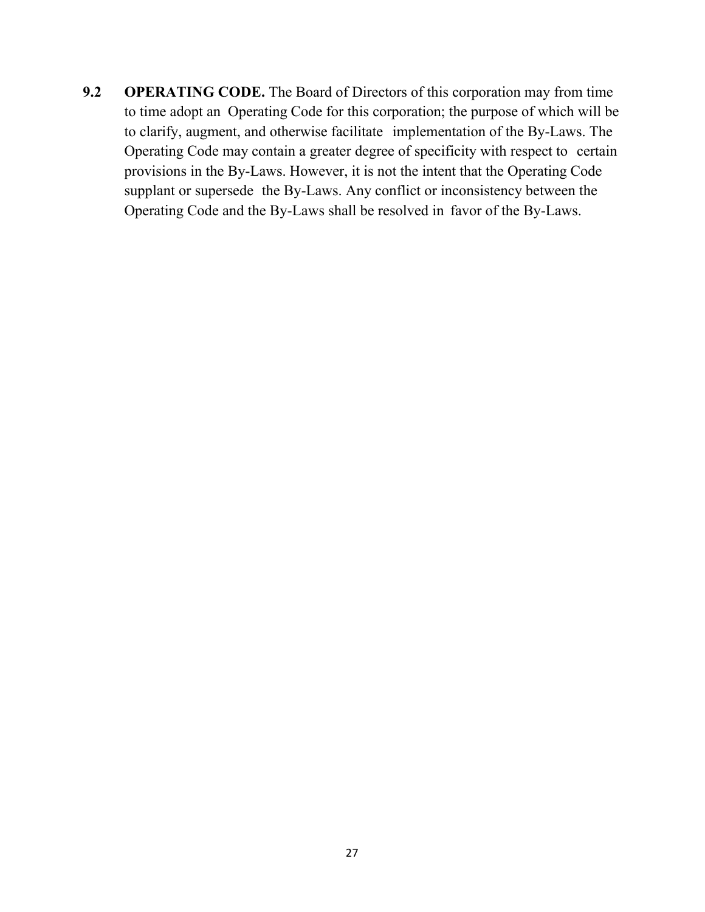**9.2 OPERATING CODE.** The Board of Directors of this corporation may from time to time adopt an Operating Code for this corporation; the purpose of which will be to clarify, augment, and otherwise facilitate implementation of the By-Laws. The Operating Code may contain a greater degree of specificity with respect to certain provisions in the By-Laws. However, it is not the intent that the Operating Code supplant or supersede the By-Laws. Any conflict or inconsistency between the Operating Code and the By-Laws shall be resolved in favor of the By-Laws.